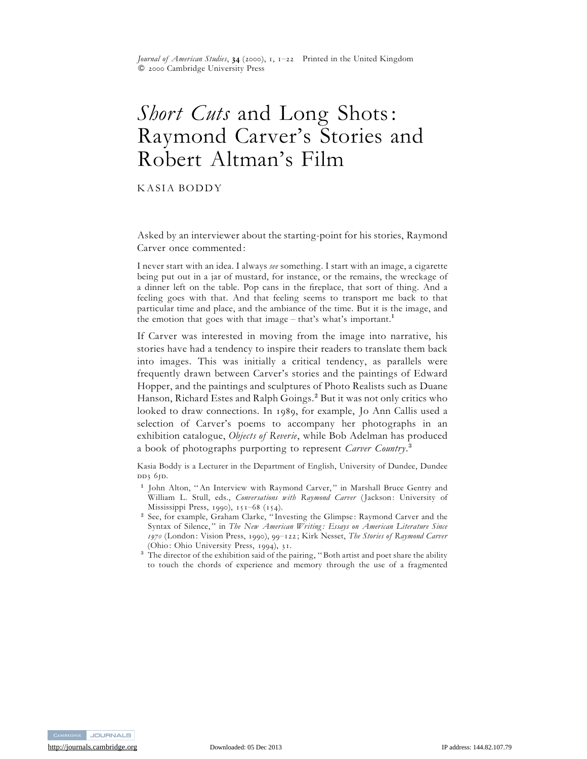# *Short Cuts* and Long Shots: Raymond Carver's Stories and Robert Altman's Film

KASIA BODDY

Asked by an interviewer about the starting-point for his stories, Raymond Carver once commented:

> I never start with an idea. I always *see* something. I start with an image, a cigarette being put out in a jar of mustard, for instance, or the remains, the wreckage of a dinner left on the table. Pop cans in the fireplace, that sort of thing. And a feeling goes with that. And that feeling seems to transport me back to that particular time and place, and the ambiance of the time. But it is the image, and the emotion that goes with that image – that's what's important.[1]

If Carver was interested in moving from the image into narrative, his stories have had a tendency to inspire their readers to translate them back into images. This was initially a critical tendency, as parallels were frequently drawn between Carver's stories and the paintings of Edward Hopper, and the paintings and sculptures of Photo Realists such as Duane Hanson, Richard Estes and Ralph Goings.[2] But it was not only critics who looked to draw connections. In 1989, for example, Jo Ann Callis used a selection of Carver's poems to accompany her photographs in an exhibition catalogue, *Objects of Reverie*, while Bob Adelman has produced a book of photographs purporting to represent *Carver Country*.[3]

Kasia Boddy is a Lecturer in the Department of English, University of Dundee, Dundee DD3 6JD.

[1] John Alton, "An Interview with Raymond Carver," in Marshall Bruce Gentry and William L. Stull, eds., *Conversations with Raymond Carver* (Jackson: University of Mississippi Press, 1990), 151–68 (154).

[2] See, for example, Graham Clarke, "Investing the Glimpse: Raymond Carver and the Syntax of Silence," in *The New American Writing: Essays on American Literature Since 1970* (London: Vision Press, 1990), 99–122; Kirk Nesset, *The Stories of Raymond Carver* (Ohio: Ohio University Press, 1994), 31.

[3] The director of the exhibition said of the pairing, "Both artist and poet share the ability to touch the chords of experience and memory through the use of a fragmented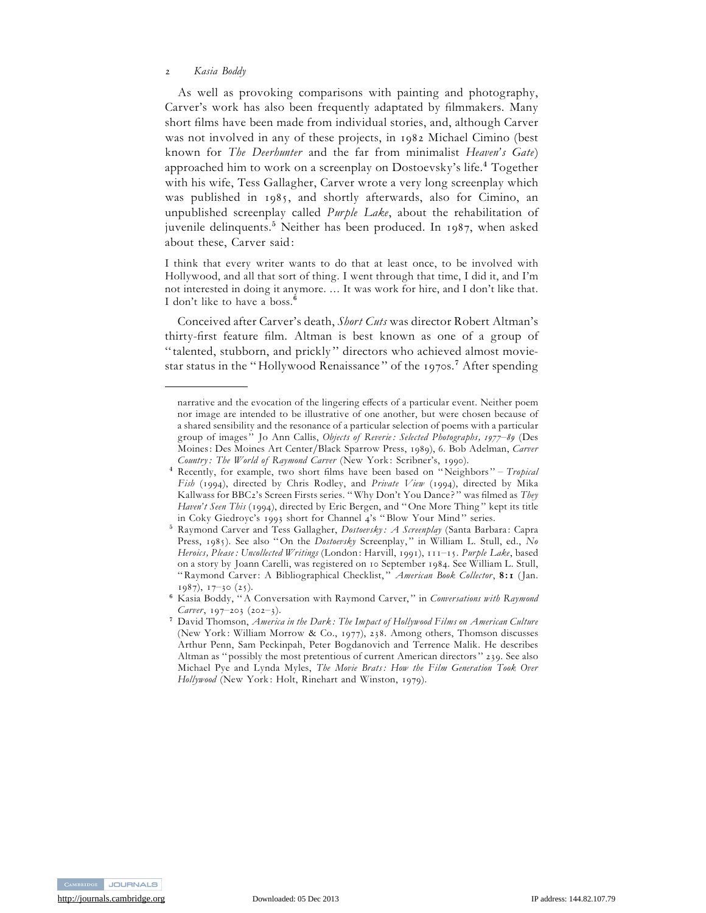As well as provoking comparisons with painting and photography, Carver's work has also been frequently adaptated by filmmakers. Many short films have been made from individual stories, and, although Carver was not involved in any of these projects, in 1982 Michael Cimino (best known for *The Deerhunter* and the far from minimalist *Heaven's Gate*) approached him to work on a screenplay on Dostoevsky's life.[4] Together with his wife, Tess Gallagher, Carver wrote a very long screenplay which was published in 1985, and shortly afterwards, also for Cimino, an unpublished screenplay called *Purple Lake*, about the rehabilitation of juvenile delinquents.[5] Neither has been produced. In 1987, when asked about these, Carver said:

> I think that every writer wants to do that at least once, to be involved with Hollywood, and all that sort of thing. I went through that time, I did it, and I'm not interested in doing it anymore. ... It was work for hire, and I don't like that. I don't like to have a boss.[6]

Conceived after Carver's death, *Short Cuts* was director Robert Altman's thirty-first feature film. Altman is best known as one of a group of "talented, stubborn, and prickly" directors who achieved almost movie-star status in the "Hollywood Renaissance" of the 1970s.[7] After spending

---

narrative and the evocation of the lingering effects of a particular event. Neither poem nor image are intended to be illustrative of one another, but were chosen because of a shared sensibility and the resonance of a particular selection of poems with a particular group of images" Jo Ann Callis, *Objects of Reverie: Selected Photographs, 1977–89* (Des Moines: Des Moines Art Center/Black Sparrow Press, 1989), 6. Bob Adelman, *Carver Country: The World of Raymond Carver* (New York: Scribner's, 1990).

[4] Recently, for example, two short films have been based on "Neighbors" – *Tropical Fish* (1994), directed by Chris Rodley, and *Private View* (1994), directed by Mika Kallwass for BBC2's Screen Firsts series. "Why Don't You Dance?" was filmed as *They Haven't Seen This* (1994), directed by Eric Bergen, and "One More Thing" kept its title in Coky Giedroyc's 1993 short for Channel 4's "Blow Your Mind" series.

[5] Raymond Carver and Tess Gallagher, *Dostoevsky: A Screenplay* (Santa Barbara: Capra Press, 1985). See also "On the *Dostoevsky* Screenplay," in William L. Stull, ed., *No Heroics, Please: Uncollected Writings* (London: Harvill, 1991), 111–15. *Purple Lake*, based on a story by Joann Carelli, was registered on 10 September 1984. See William L. Stull, "Raymond Carver: A Bibliographical Checklist," *American Book Collector*, **8:1** (Jan. 1987), 17–30 (25).

[6] Kasia Boddy, "A Conversation with Raymond Carver," in *Conversations with Raymond Carver*, 197–203 (202–3).

[7] David Thomson, *America in the Dark: The Impact of Hollywood Films on American Culture* (New York: William Morrow & Co., 1977), 238. Among others, Thomson discusses Arthur Penn, Sam Peckinpah, Peter Bogdanovich and Terrence Malik. He describes Altman as "possibly the most pretentious of current American directors" 239. See also Michael Pye and Lynda Myles, *The Movie Brats: How the Film Generation Took Over Hollywood* (New York: Holt, Rinehart and Winston, 1979).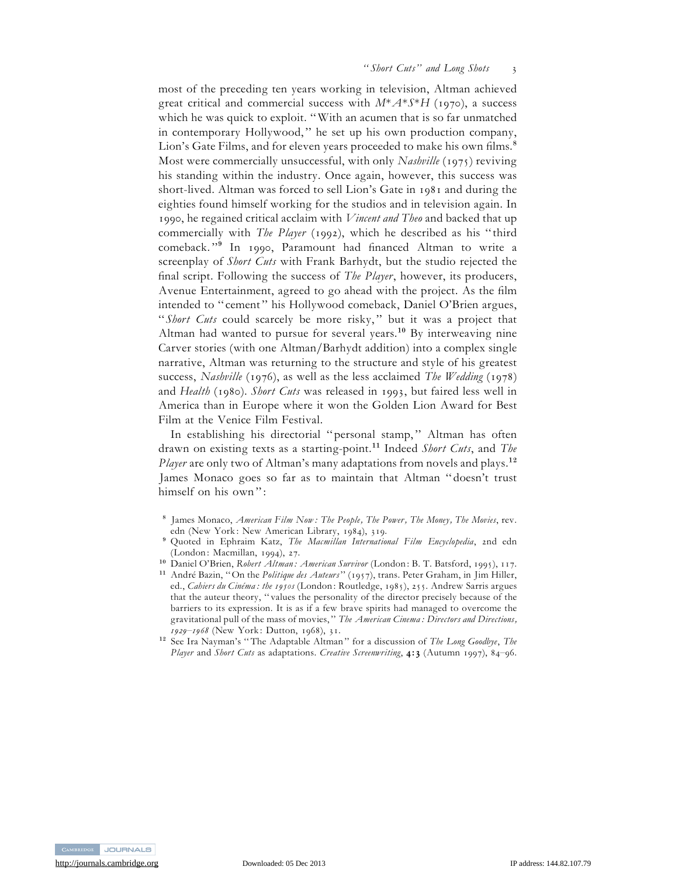most of the preceding ten years working in television, Altman achieved great critical and commercial success with *M\*A\*S\*H* (1970), a success which he was quick to exploit. "With an acumen that is so far unmatched in contemporary Hollywood," he set up his own production company, Lion's Gate Films, and for eleven years proceeded to make his own films.[8] Most were commercially unsuccessful, with only *Nashville* (1975) reviving his standing within the industry. Once again, however, this success was short-lived. Altman was forced to sell Lion's Gate in 1981 and during the eighties found himself working for the studios and in television again. In 1990, he regained critical acclaim with *Vincent and Theo* and backed that up commercially with *The Player* (1992), which he described as his "third comeback."[9] In 1990, Paramount had financed Altman to write a screenplay of *Short Cuts* with Frank Barhydt, but the studio rejected the final script. Following the success of *The Player*, however, its producers, Avenue Entertainment, agreed to go ahead with the project. As the film intended to "cement" his Hollywood comeback, Daniel O'Brien argues, "*Short Cuts* could scarcely be more risky," but it was a project that Altman had wanted to pursue for several years.[10] By interweaving nine Carver stories (with one Altman/Barhydt addition) into a complex single narrative, Altman was returning to the structure and style of his greatest success, *Nashville* (1976), as well as the less acclaimed *The Wedding* (1978) and *Health* (1980). *Short Cuts* was released in 1993, but faired less well in America than in Europe where it won the Golden Lion Award for Best Film at the Venice Film Festival.

In establishing his directorial "personal stamp," Altman has often drawn on existing texts as a starting-point.[11] Indeed *Short Cuts*, and *The Player* are only two of Altman's many adaptations from novels and plays.[12] James Monaco goes so far as to maintain that Altman "doesn't trust himself on his own":

[8] James Monaco, *American Film Now: The People, The Power, The Money, The Movies*, rev. edn (New York: New American Library, 1984), 319.

[9] Quoted in Ephraim Katz, *The Macmillan International Film Encyclopedia*, 2nd edn (London: Macmillan, 1994), 27.

[10] Daniel O'Brien, *Robert Altman: American Survivor* (London: B. T. Batsford, 1995), 117.

[11] André Bazin, "On the *Politique des Auteurs*" (1957), trans. Peter Graham, in Jim Hiller, ed., *Cahiers du Cinéma: the 1950s* (London: Routledge, 1985), 255. Andrew Sarris argues that the auteur theory, "values the personality of the director precisely because of the barriers to its expression. It is as if a few brave spirits had managed to overcome the gravitational pull of the mass of movies," *The American Cinema: Directors and Directions, 1929–1968* (New York: Dutton, 1968), 31.

[12] See Ira Nayman's "The Adaptable Altman" for a discussion of *The Long Goodbye*, *The Player* and *Short Cuts* as adaptations. *Creative Screenwriting*, **4:3** (Autumn 1997), 84–96.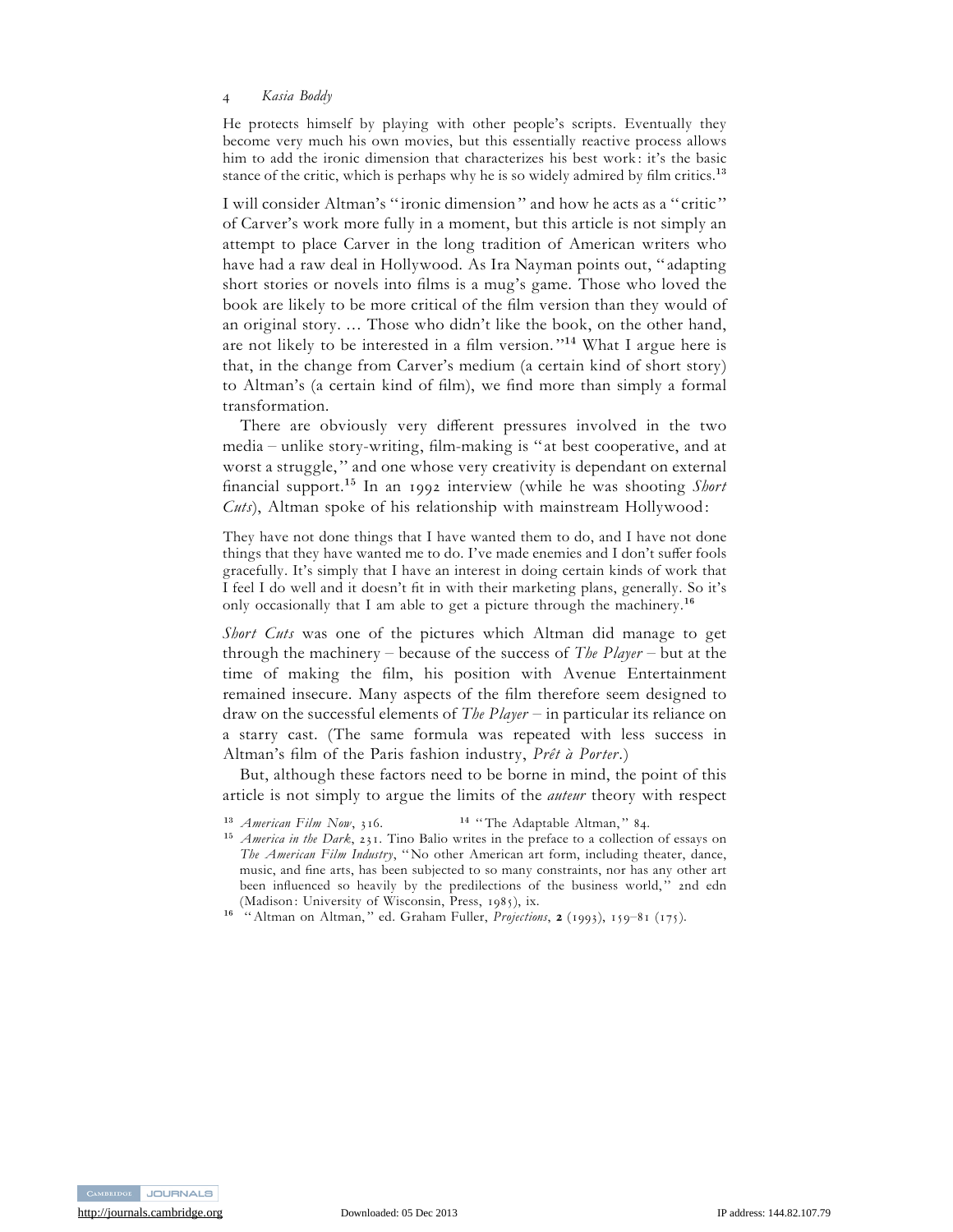He protects himself by playing with other people's scripts. Eventually they become very much his own movies, but this essentially reactive process allows him to add the ironic dimension that characterizes his best work: it's the basic stance of the critic, which is perhaps why he is so widely admired by film critics.[13]

I will consider Altman's "ironic dimension" and how he acts as a "critic" of Carver's work more fully in a moment, but this article is not simply an attempt to place Carver in the long tradition of American writers who have had a raw deal in Hollywood. As Ira Nayman points out, "adapting short stories or novels into films is a mug's game. Those who loved the book are likely to be more critical of the film version than they would of an original story. ... Those who didn't like the book, on the other hand, are not likely to be interested in a film version."[14] What I argue here is that, in the change from Carver's medium (a certain kind of short story) to Altman's (a certain kind of film), we find more than simply a formal transformation.

There are obviously very different pressures involved in the two media – unlike story-writing, film-making is "at best cooperative, and at worst a struggle," and one whose very creativity is dependant on external financial support.[15] In an 1992 interview (while he was shooting *Short Cuts*), Altman spoke of his relationship with mainstream Hollywood:

They have not done things that I have wanted them to do, and I have not done things that they have wanted me to do. I've made enemies and I don't suffer fools gracefully. It's simply that I have an interest in doing certain kinds of work that I feel I do well and it doesn't fit in with their marketing plans, generally. So it's only occasionally that I am able to get a picture through the machinery.[16]

*Short Cuts* was one of the pictures which Altman did manage to get through the machinery – because of the success of *The Player* – but at the time of making the film, his position with Avenue Entertainment remained insecure. Many aspects of the film therefore seem designed to draw on the successful elements of *The Player* – in particular its reliance on a starry cast. (The same formula was repeated with less success in Altman's film of the Paris fashion industry, *Prêt à Porter*.)

But, although these factors need to be borne in mind, the point of this article is not simply to argue the limits of the *auteur* theory with respect

[13] *American Film Now*, 316.

[14] "The Adaptable Altman," 84.

[15] *America in the Dark*, 231. Tino Balio writes in the preface to a collection of essays on *The American Film Industry*, "No other American art form, including theater, dance, music, and fine arts, has been subjected to so many constraints, nor has any other art been influenced so heavily by the predilections of the business world," 2nd edn (Madison: University of Wisconsin, Press, 1985), ix.

[16] "Altman on Altman," ed. Graham Fuller, *Projections*, **2** (1993), 159–81 (175).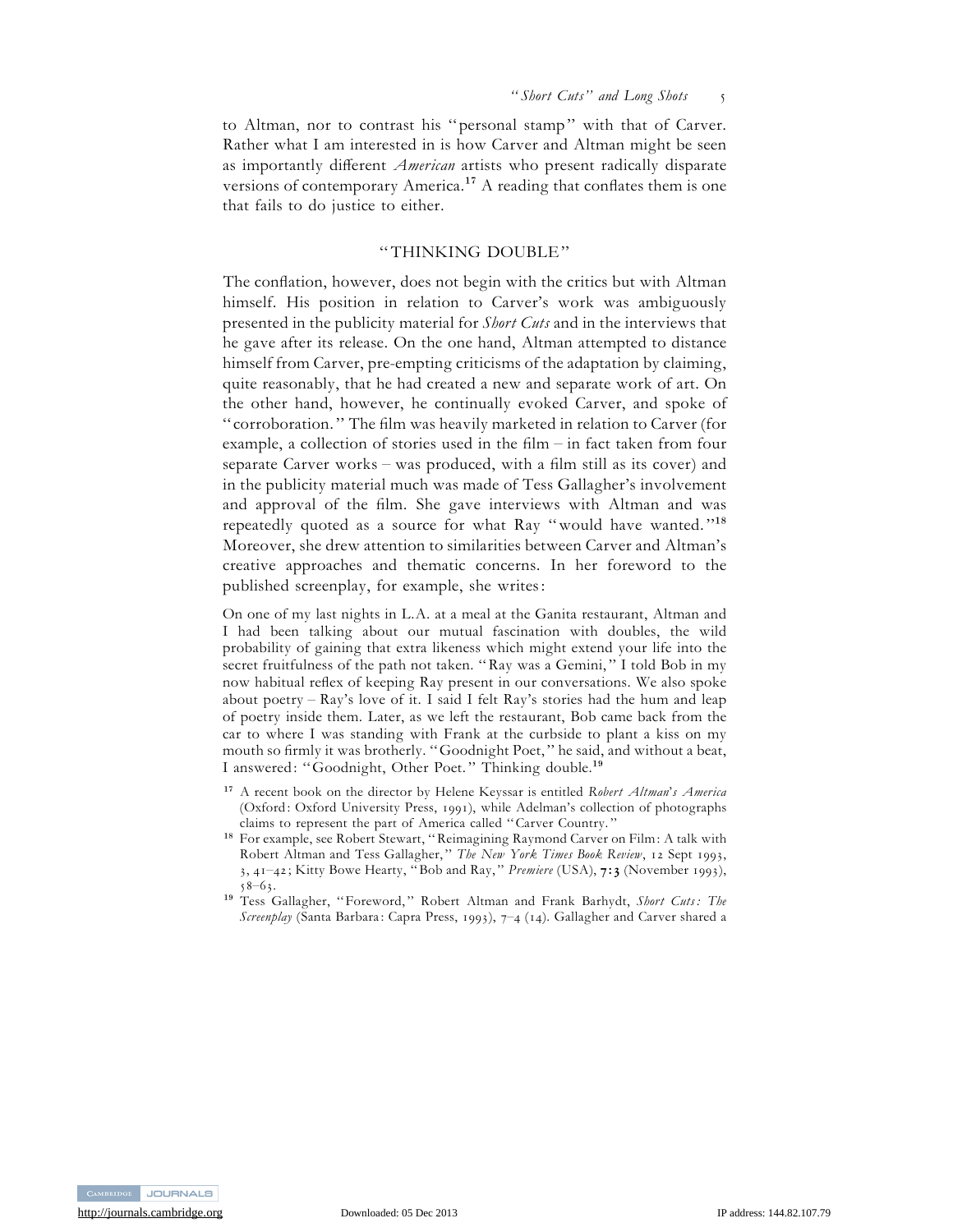to Altman, nor to contrast his "personal stamp" with that of Carver. Rather what I am interested in is how Carver and Altman might be seen as importantly different *American* artists who present radically disparate versions of contemporary America.[17] A reading that conflates them is one that fails to do justice to either.

## "THINKING DOUBLE"

The conflation, however, does not begin with the critics but with Altman himself. His position in relation to Carver's work was ambiguously presented in the publicity material for *Short Cuts* and in the interviews that he gave after its release. On the one hand, Altman attempted to distance himself from Carver, pre-empting criticisms of the adaptation by claiming, quite reasonably, that he had created a new and separate work of art. On the other hand, however, he continually evoked Carver, and spoke of "corroboration." The film was heavily marketed in relation to Carver (for example, a collection of stories used in the film – in fact taken from four separate Carver works – was produced, with a film still as its cover) and in the publicity material much was made of Tess Gallagher's involvement and approval of the film. She gave interviews with Altman and was repeatedly quoted as a source for what Ray "would have wanted."[18] Moreover, she drew attention to similarities between Carver and Altman's creative approaches and thematic concerns. In her foreword to the published screenplay, for example, she writes:

> On one of my last nights in L.A. at a meal at the Ganita restaurant, Altman and I had been talking about our mutual fascination with doubles, the wild probability of gaining that extra likeness which might extend your life into the secret fruitfulness of the path not taken. "Ray was a Gemini," I told Bob in my now habitual reflex of keeping Ray present in our conversations. We also spoke about poetry – Ray's love of it. I said I felt Ray's stories had the hum and leap of poetry inside them. Later, as we left the restaurant, Bob came back from the car to where I was standing with Frank at the curbside to plant a kiss on my mouth so firmly it was brotherly. "Goodnight Poet," he said, and without a beat, I answered: "Goodnight, Other Poet." Thinking double.[19]

[17] A recent book on the director by Helene Keyssar is entitled *Robert Altman's America* (Oxford: Oxford University Press, 1991), while Adelman's collection of photographs claims to represent the part of America called "Carver Country."

[18] For example, see Robert Stewart, "Reimagining Raymond Carver on Film: A talk with Robert Altman and Tess Gallagher," *The New York Times Book Review*, 12 Sept 1993, 3, 41–42; Kitty Bowe Hearty, "Bob and Ray," *Premiere* (USA), **7:3** (November 1993), 58–63.

[19] Tess Gallagher, "Foreword," Robert Altman and Frank Barhydt, *Short Cuts: The Screenplay* (Santa Barbara: Capra Press, 1993), 7–4 (14). Gallagher and Carver shared a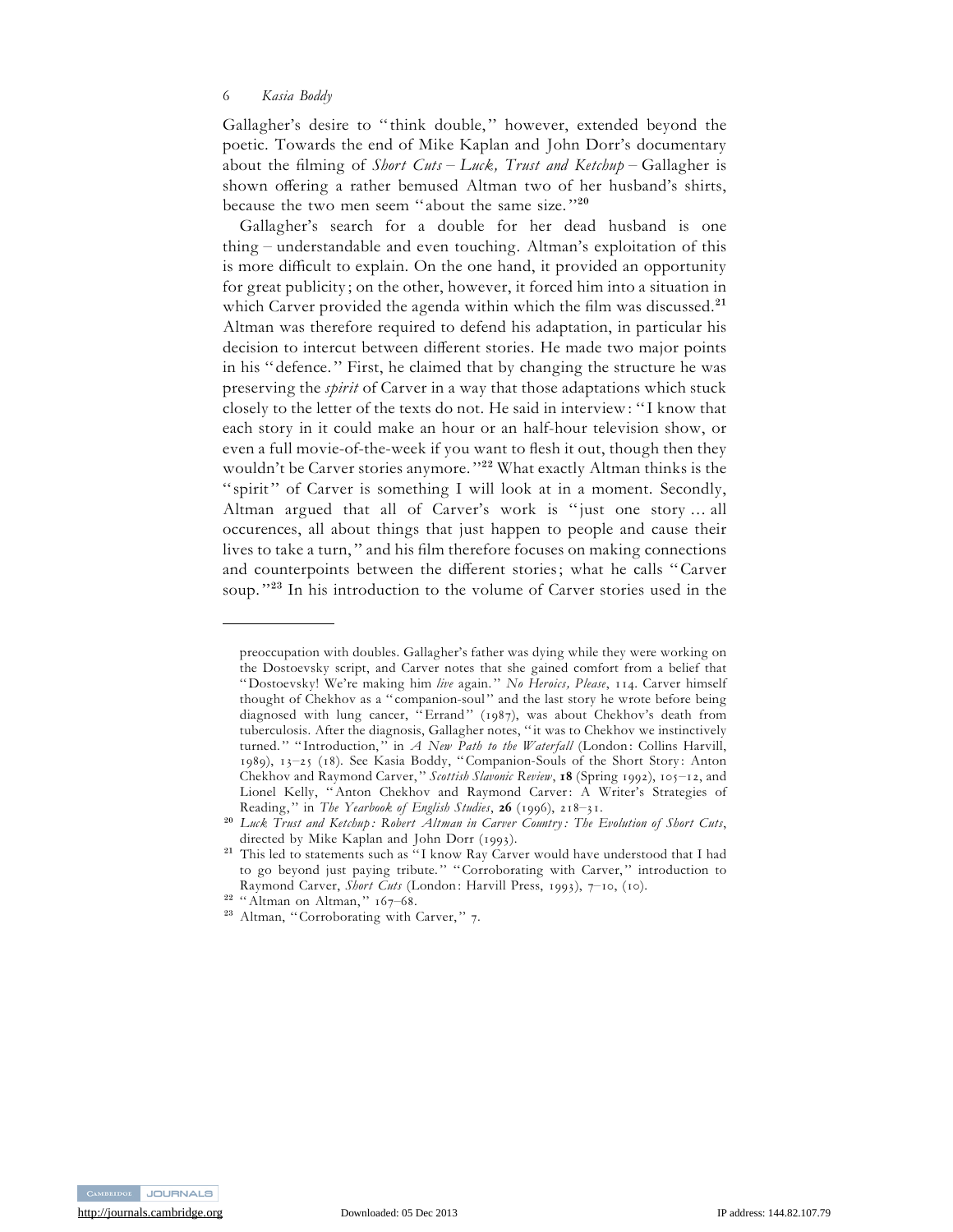Gallagher's desire to "think double," however, extended beyond the poetic. Towards the end of Mike Kaplan and John Dorr's documentary about the filming of *Short Cuts – Luck, Trust and Ketchup* – Gallagher is shown offering a rather bemused Altman two of her husband's shirts, because the two men seem "about the same size."[20]

Gallagher's search for a double for her dead husband is one thing – understandable and even touching. Altman's exploitation of this is more difficult to explain. On the one hand, it provided an opportunity for great publicity; on the other, however, it forced him into a situation in which Carver provided the agenda within which the film was discussed.[21] Altman was therefore required to defend his adaptation, in particular his decision to intercut between different stories. He made two major points in his "defence." First, he claimed that by changing the structure he was preserving the *spirit* of Carver in a way that those adaptations which stuck closely to the letter of the texts do not. He said in interview: "I know that each story in it could make an hour or an half-hour television show, or even a full movie-of-the-week if you want to flesh it out, though then they wouldn't be Carver stories anymore."[22] What exactly Altman thinks is the "spirit" of Carver is something I will look at in a moment. Secondly, Altman argued that all of Carver's work is "just one story ... all occurences, all about things that just happen to people and cause their lives to take a turn," and his film therefore focuses on making connections and counterpoints between the different stories; what he calls "Carver soup."[23] In his introduction to the volume of Carver stories used in the

---

preoccupation with doubles. Gallagher's father was dying while they were working on the Dostoevsky script, and Carver notes that she gained comfort from a belief that "Dostoevsky! We're making him *live* again." *No Heroics, Please*, 114. Carver himself thought of Chekhov as a "companion-soul" and the last story he wrote before being diagnosed with lung cancer, "Errand" (1987), was about Chekhov's death from tuberculosis. After the diagnosis, Gallagher notes, "it was to Chekhov we instinctively turned." "Introduction," in *A New Path to the Waterfall* (London: Collins Harvill, 1989), 13–25 (18). See Kasia Boddy, "Companion-Souls of the Short Story: Anton Chekhov and Raymond Carver," *Scottish Slavonic Review*, **18** (Spring 1992), 105–12, and Lionel Kelly, "Anton Chekhov and Raymond Carver: A Writer's Strategies of Reading," in *The Yearbook of English Studies*, **26** (1996), 218–31.

[20] *Luck Trust and Ketchup: Robert Altman in Carver Country: The Evolution of Short Cuts*, directed by Mike Kaplan and John Dorr (1993).

[21] This led to statements such as "I know Ray Carver would have understood that I had to go beyond just paying tribute." "Corroborating with Carver," introduction to Raymond Carver, *Short Cuts* (London: Harvill Press, 1993), 7–10, (10).

[22] "Altman on Altman," 167–68.

[23] Altman, "Corroborating with Carver," 7.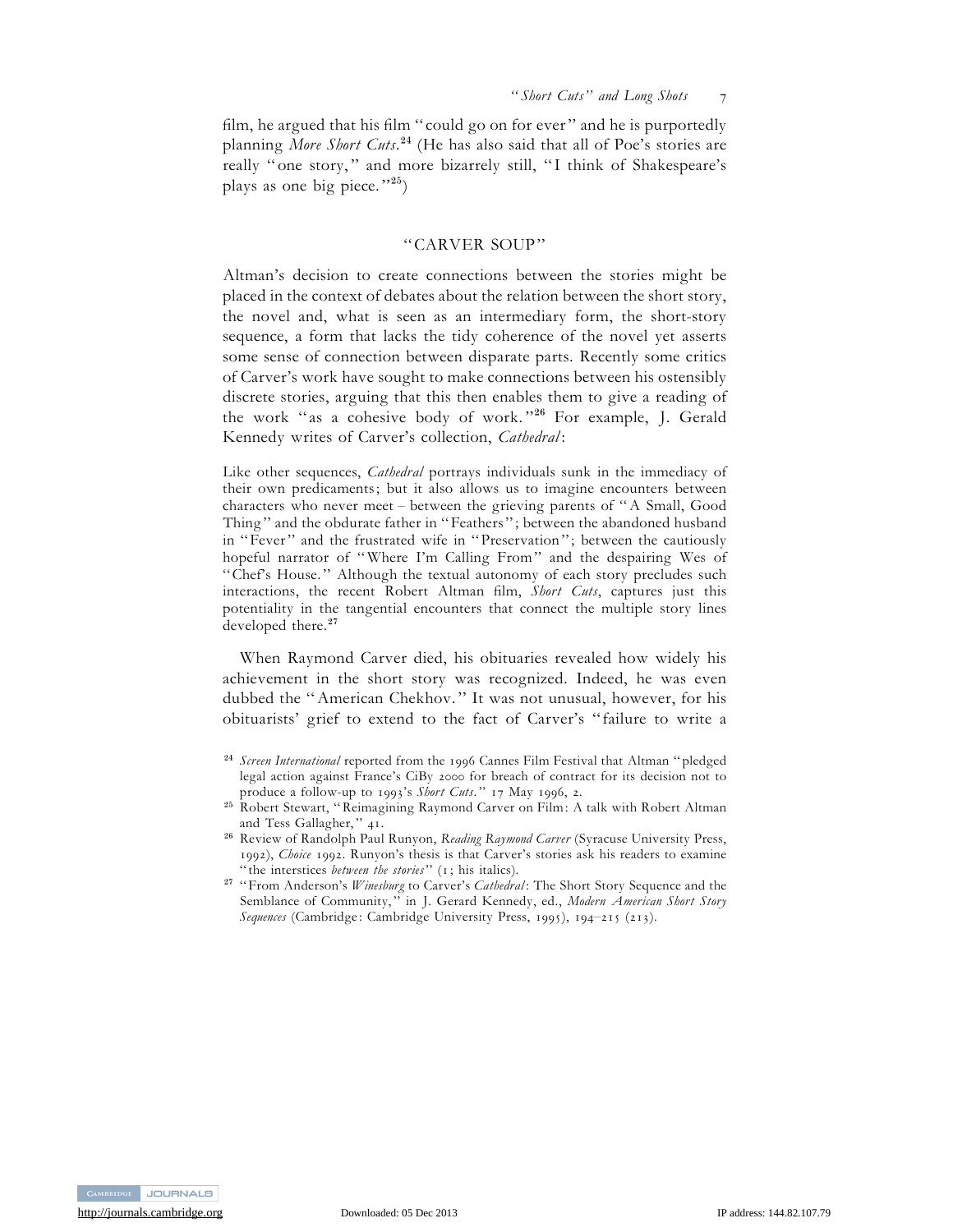film, he argued that his film "could go on for ever" and he is purportedly planning *More Short Cuts*.[24] (He has also said that all of Poe's stories are really "one story," and more bizarrely still, "I think of Shakespeare's plays as one big piece."[25])

## "CARVER SOUP"

Altman's decision to create connections between the stories might be placed in the context of debates about the relation between the short story, the novel and, what is seen as an intermediary form, the short-story sequence, a form that lacks the tidy coherence of the novel yet asserts some sense of connection between disparate parts. Recently some critics of Carver's work have sought to make connections between his ostensibly discrete stories, arguing that this then enables them to give a reading of the work "as a cohesive body of work."[26] For example, J. Gerald Kennedy writes of Carver's collection, *Cathedral*:

> Like other sequences, *Cathedral* portrays individuals sunk in the immediacy of their own predicaments; but it also allows us to imagine encounters between characters who never meet – between the grieving parents of "A Small, Good Thing" and the obdurate father in "Feathers"; between the abandoned husband in "Fever" and the frustrated wife in "Preservation"; between the cautiously hopeful narrator of "Where I'm Calling From" and the despairing Wes of "Chef's House." Although the textual autonomy of each story precludes such interactions, the recent Robert Altman film, *Short Cuts*, captures just this potentiality in the tangential encounters that connect the multiple story lines developed there.[27]

When Raymond Carver died, his obituaries revealed how widely his achievement in the short story was recognized. Indeed, he was even dubbed the "American Chekhov." It was not unusual, however, for his obituarists' grief to extend to the fact of Carver's "failure to write a

[24] *Screen International* reported from the 1996 Cannes Film Festival that Altman "pledged legal action against France's CiBy 2000 for breach of contract for its decision not to produce a follow-up to 1993's *Short Cuts*." 17 May 1996, 2.

[25] Robert Stewart, "Reimagining Raymond Carver on Film: A talk with Robert Altman and Tess Gallagher," 41.

[26] Review of Randolph Paul Runyon, *Reading Raymond Carver* (Syracuse University Press, 1992), *Choice* 1992. Runyon's thesis is that Carver's stories ask his readers to examine "the interstices *between the stories*" (1; his italics).

[27] "From Anderson's *Winesburg* to Carver's *Cathedral*: The Short Story Sequence and the Semblance of Community," in J. Gerard Kennedy, ed., *Modern American Short Story Sequences* (Cambridge: Cambridge University Press, 1995), 194–215 (213).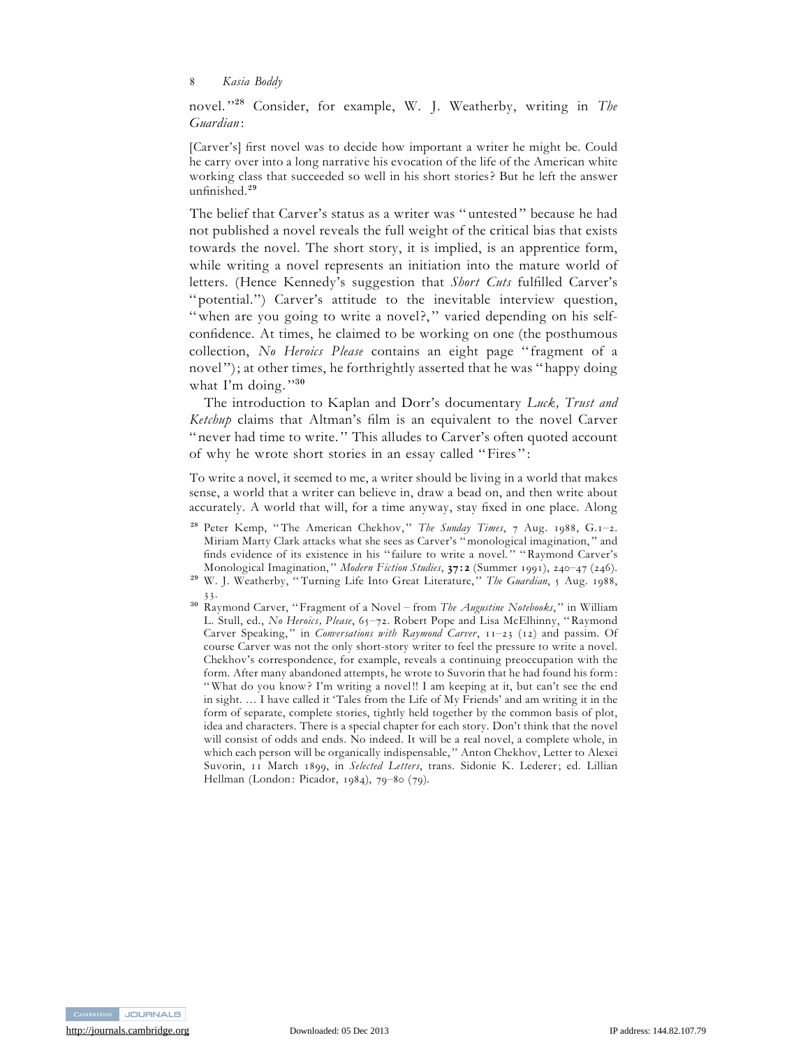novel."[28] Consider, for example, W. J. Weatherby, writing in *The Guardian*:

> [Carver's] first novel was to decide how important a writer he might be. Could he carry over into a long narrative his evocation of the life of the American white working class that succeeded so well in his short stories? But he left the answer unfinished.[29]

The belief that Carver's status as a writer was "untested" because he had not published a novel reveals the full weight of the critical bias that exists towards the novel. The short story, it is implied, is an apprentice form, while writing a novel represents an initiation into the mature world of letters. (Hence Kennedy's suggestion that *Short Cuts* fulfilled Carver's "potential.") Carver's attitude to the inevitable interview question, "when are you going to write a novel?," varied depending on his self-confidence. At times, he claimed to be working on one (the posthumous collection, *No Heroics Please* contains an eight page "fragment of a novel"); at other times, he forthrightly asserted that he was "happy doing what I'm doing."[30]

The introduction to Kaplan and Dorr's documentary *Luck, Trust and Ketchup* claims that Altman's film is an equivalent to the novel Carver "never had time to write." This alludes to Carver's often quoted account of why he wrote short stories in an essay called "Fires":

> To write a novel, it seemed to me, a writer should be living in a world that makes sense, a world that a writer can believe in, draw a bead on, and then write about accurately. A world that will, for a time anyway, stay fixed in one place. Along

[28] Peter Kemp, "The American Chekhov," *The Sunday Times*, 7 Aug. 1988, G.1–2. Miriam Marty Clark attacks what she sees as Carver's "monological imagination," and finds evidence of its existence in his "failure to write a novel." "Raymond Carver's Monological Imagination," *Modern Fiction Studies*, **37:2** (Summer 1991), 240–47 (246).

[29] W. J. Weatherby, "Turning Life Into Great Literature," *The Guardian*, 5 Aug. 1988, 33.

[30] Raymond Carver, "Fragment of a Novel – from *The Augustine Notebooks*," in William L. Stull, ed., *No Heroics, Please*, 65–72. Robert Pope and Lisa McElhinny, "Raymond Carver Speaking," in *Conversations with Raymond Carver*, 11–23 (12) and passim. Of course Carver was not the only short-story writer to feel the pressure to write a novel. Chekhov's correspondence, for example, reveals a continuing preoccupation with the form. After many abandoned attempts, he wrote to Suvorin that he had found his form: "What do you know? I'm writing a novel!! I am keeping at it, but can't see the end in sight. ... I have called it 'Tales from the Life of My Friends' and am writing it in the form of separate, complete stories, tightly held together by the common basis of plot, idea and characters. There is a special chapter for each story. Don't think that the novel will consist of odds and ends. No indeed. It will be a real novel, a complete whole, in which each person will be organically indispensable," Anton Chekhov, Letter to Alexei Suvorin, 11 March 1899, in *Selected Letters*, trans. Sidonie K. Lederer; ed. Lillian Hellman (London: Picador, 1984), 79–80 (79).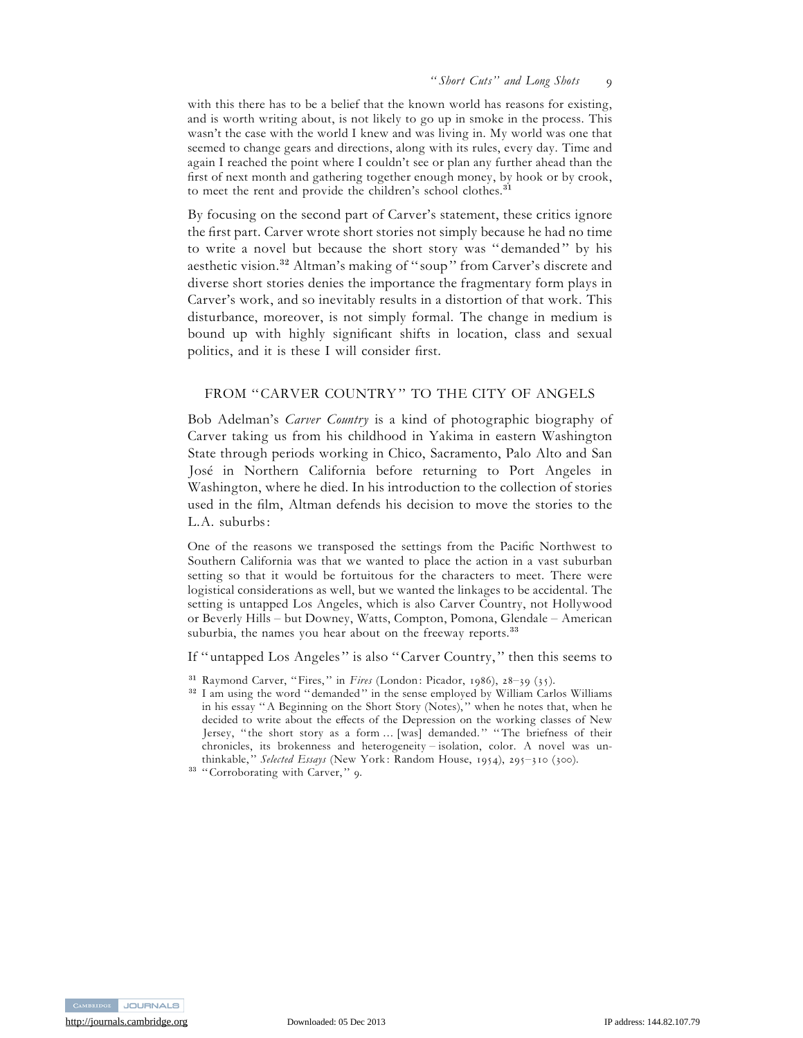with this there has to be a belief that the known world has reasons for existing, and is worth writing about, is not likely to go up in smoke in the process. This wasn't the case with the world I knew and was living in. My world was one that seemed to change gears and directions, along with its rules, every day. Time and again I reached the point where I couldn't see or plan any further ahead than the first of next month and gathering together enough money, by hook or by crook, to meet the rent and provide the children's school clothes.[31]

By focusing on the second part of Carver's statement, these critics ignore the first part. Carver wrote short stories not simply because he had no time to write a novel but because the short story was "demanded" by his aesthetic vision.[32] Altman's making of "soup" from Carver's discrete and diverse short stories denies the importance the fragmentary form plays in Carver's work, and so inevitably results in a distortion of that work. This disturbance, moreover, is not simply formal. The change in medium is bound up with highly significant shifts in location, class and sexual politics, and it is these I will consider first.

## FROM "CARVER COUNTRY" TO THE CITY OF ANGELS

Bob Adelman's *Carver Country* is a kind of photographic biography of Carver taking us from his childhood in Yakima in eastern Washington State through periods working in Chico, Sacramento, Palo Alto and San José in Northern California before returning to Port Angeles in Washington, where he died. In his introduction to the collection of stories used in the film, Altman defends his decision to move the stories to the L.A. suburbs:

> One of the reasons we transposed the settings from the Pacific Northwest to Southern California was that we wanted to place the action in a vast suburban setting so that it would be fortuitous for the characters to meet. There were logistical considerations as well, but we wanted the linkages to be accidental. The setting is untapped Los Angeles, which is also Carver Country, not Hollywood or Beverly Hills – but Downey, Watts, Compton, Pomona, Glendale – American suburbia, the names you hear about on the freeway reports.[33]

If "untapped Los Angeles" is also "Carver Country," then this seems to

[31] Raymond Carver, "Fires," in *Fires* (London: Picador, 1986), 28–39 (35).

[32] I am using the word "demanded" in the sense employed by William Carlos Williams in his essay "A Beginning on the Short Story (Notes)," when he notes that, when he decided to write about the effects of the Depression on the working classes of New Jersey, "the short story as a form ... [was] demanded." "The briefness of their chronicles, its brokenness and heterogeneity – isolation, color. A novel was unthinkable," *Selected Essays* (New York: Random House, 1954), 295–310 (300).

[33] "Corroborating with Carver," 9.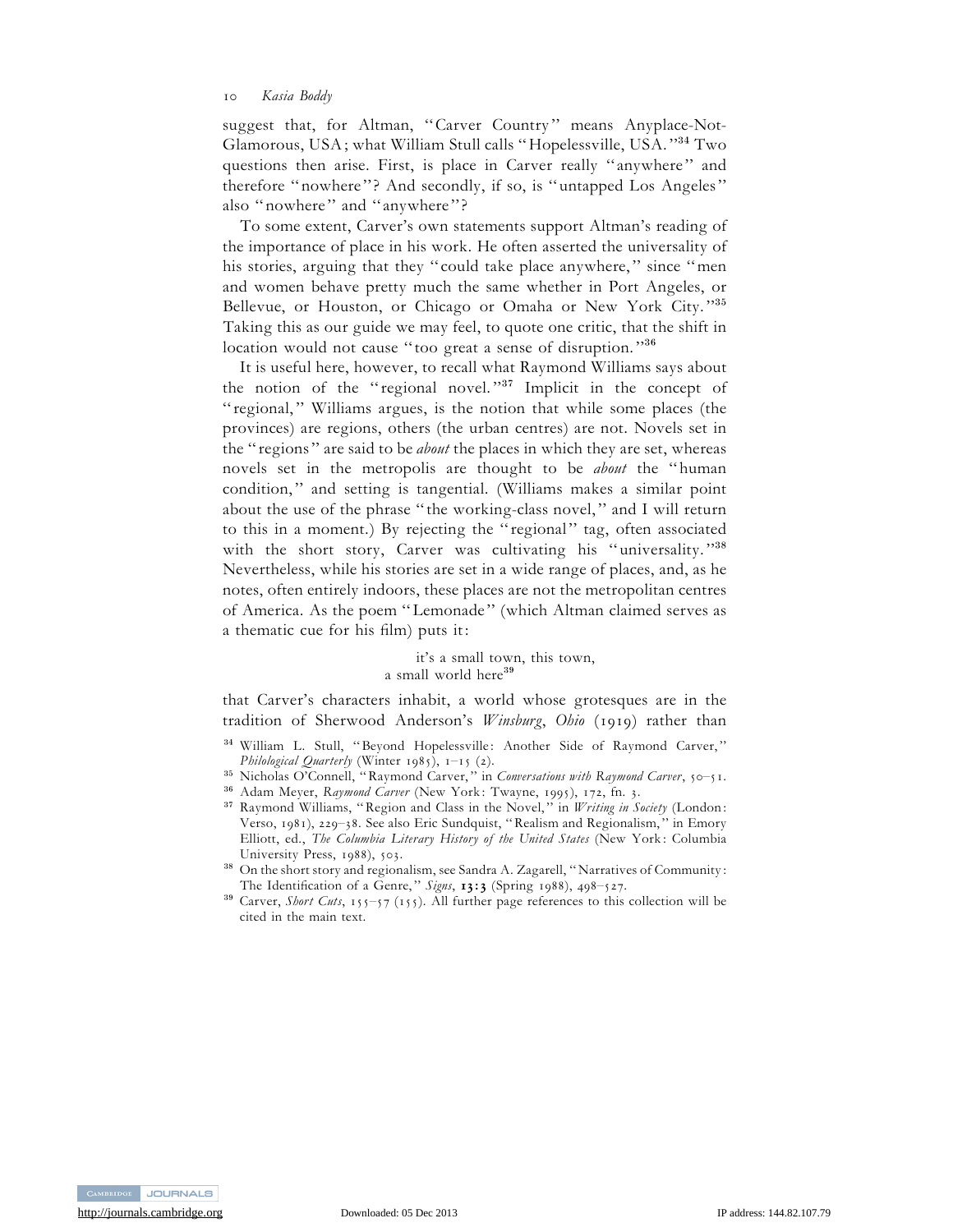suggest that, for Altman, "Carver Country" means Anyplace-Not-Glamorous, USA; what William Stull calls "Hopelessville, USA."[34] Two questions then arise. First, is place in Carver really "anywhere" and therefore "nowhere"? And secondly, if so, is "untapped Los Angeles" also "nowhere" and "anywhere"?

To some extent, Carver's own statements support Altman's reading of the importance of place in his work. He often asserted the universality of his stories, arguing that they "could take place anywhere," since "men and women behave pretty much the same whether in Port Angeles, or Bellevue, or Houston, or Chicago or Omaha or New York City."[35] Taking this as our guide we may feel, to quote one critic, that the shift in location would not cause "too great a sense of disruption."[36]

It is useful here, however, to recall what Raymond Williams says about the notion of the "regional novel."[37] Implicit in the concept of "regional," Williams argues, is the notion that while some places (the provinces) are regions, others (the urban centres) are not. Novels set in the "regions" are said to be *about* the places in which they are set, whereas novels set in the metropolis are thought to be *about* the "human condition," and setting is tangential. (Williams makes a similar point about the use of the phrase "the working-class novel," and I will return to this in a moment.) By rejecting the "regional" tag, often associated with the short story, Carver was cultivating his "universality."[38] Nevertheless, while his stories are set in a wide range of places, and, as he notes, often entirely indoors, these places are not the metropolitan centres of America. As the poem "Lemonade" (which Altman claimed serves as a thematic cue for his film) puts it:

> it's a small town, this town,
> a small world here[39]

that Carver's characters inhabit, a world whose grotesques are in the tradition of Sherwood Anderson's *Winsburg*, *Ohio* (1919) rather than

[34] William L. Stull, "Beyond Hopelessville: Another Side of Raymond Carver," *Philological Quarterly* (Winter 1985), 1–15 (2).

[35] Nicholas O'Connell, "Raymond Carver," in *Conversations with Raymond Carver*, 50–51.

[36] Adam Meyer, *Raymond Carver* (New York: Twayne, 1995), 172, fn. 3.

[37] Raymond Williams, "Region and Class in the Novel," in *Writing in Society* (London: Verso, 1981), 229–38. See also Eric Sundquist, "Realism and Regionalism," in Emory Elliott, ed., *The Columbia Literary History of the United States* (New York: Columbia University Press, 1988), 503.

[38] On the short story and regionalism, see Sandra A. Zagarell, "Narratives of Community: The Identification of a Genre," *Signs*, **13:3** (Spring 1988), 498–527.

[39] Carver, *Short Cuts*, 155–57 (155). All further page references to this collection will be cited in the main text.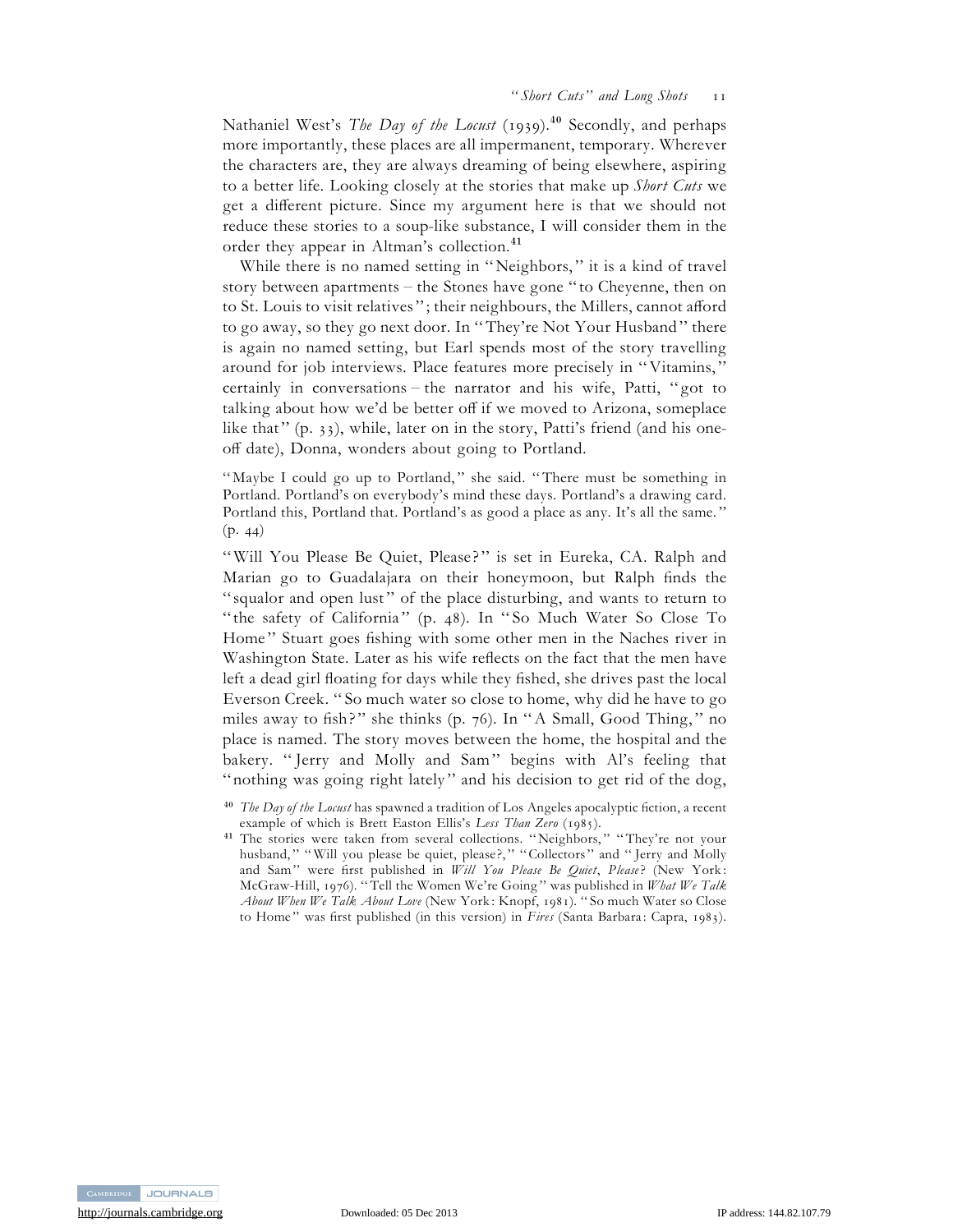Nathaniel West's *The Day of the Locust* (1939).[40] Secondly, and perhaps more importantly, these places are all impermanent, temporary. Wherever the characters are, they are always dreaming of being elsewhere, aspiring to a better life. Looking closely at the stories that make up *Short Cuts* we get a different picture. Since my argument here is that we should not reduce these stories to a soup-like substance, I will consider them in the order they appear in Altman's collection.[41]

While there is no named setting in "Neighbors," it is a kind of travel story between apartments – the Stones have gone "to Cheyenne, then on to St. Louis to visit relatives"; their neighbours, the Millers, cannot afford to go away, so they go next door. In "They're Not Your Husband" there is again no named setting, but Earl spends most of the story travelling around for job interviews. Place features more precisely in "Vitamins," certainly in conversations – the narrator and his wife, Patti, "got to talking about how we'd be better off if we moved to Arizona, someplace like that" (p. 33), while, later on in the story, Patti's friend (and his one-off date), Donna, wonders about going to Portland.

> "Maybe I could go up to Portland," she said. "There must be something in Portland. Portland's on everybody's mind these days. Portland's a drawing card. Portland this, Portland that. Portland's as good a place as any. It's all the same." (p. 44)

"Will You Please Be Quiet, Please?" is set in Eureka, CA. Ralph and Marian go to Guadalajara on their honeymoon, but Ralph finds the "squalor and open lust" of the place disturbing, and wants to return to "the safety of California" (p. 48). In "So Much Water So Close To Home" Stuart goes fishing with some other men in the Naches river in Washington State. Later as his wife reflects on the fact that the men have left a dead girl floating for days while they fished, she drives past the local Everson Creek. "So much water so close to home, why did he have to go miles away to fish?" she thinks (p. 76). In "A Small, Good Thing," no place is named. The story moves between the home, the hospital and the bakery. "Jerry and Molly and Sam" begins with Al's feeling that "nothing was going right lately" and his decision to get rid of the dog,

[40] *The Day of the Locust* has spawned a tradition of Los Angeles apocalyptic fiction, a recent example of which is Brett Easton Ellis's *Less Than Zero* (1985).

[41] The stories were taken from several collections. "Neighbors," "They're not your husband," "Will you please be quiet, please?," "Collectors" and "Jerry and Molly and Sam" were first published in *Will You Please Be Quiet, Please?* (New York: McGraw-Hill, 1976). "Tell the Women We're Going" was published in *What We Talk About When We Talk About Love* (New York: Knopf, 1981). "So much Water so Close to Home" was first published (in this version) in *Fires* (Santa Barbara: Capra, 1983).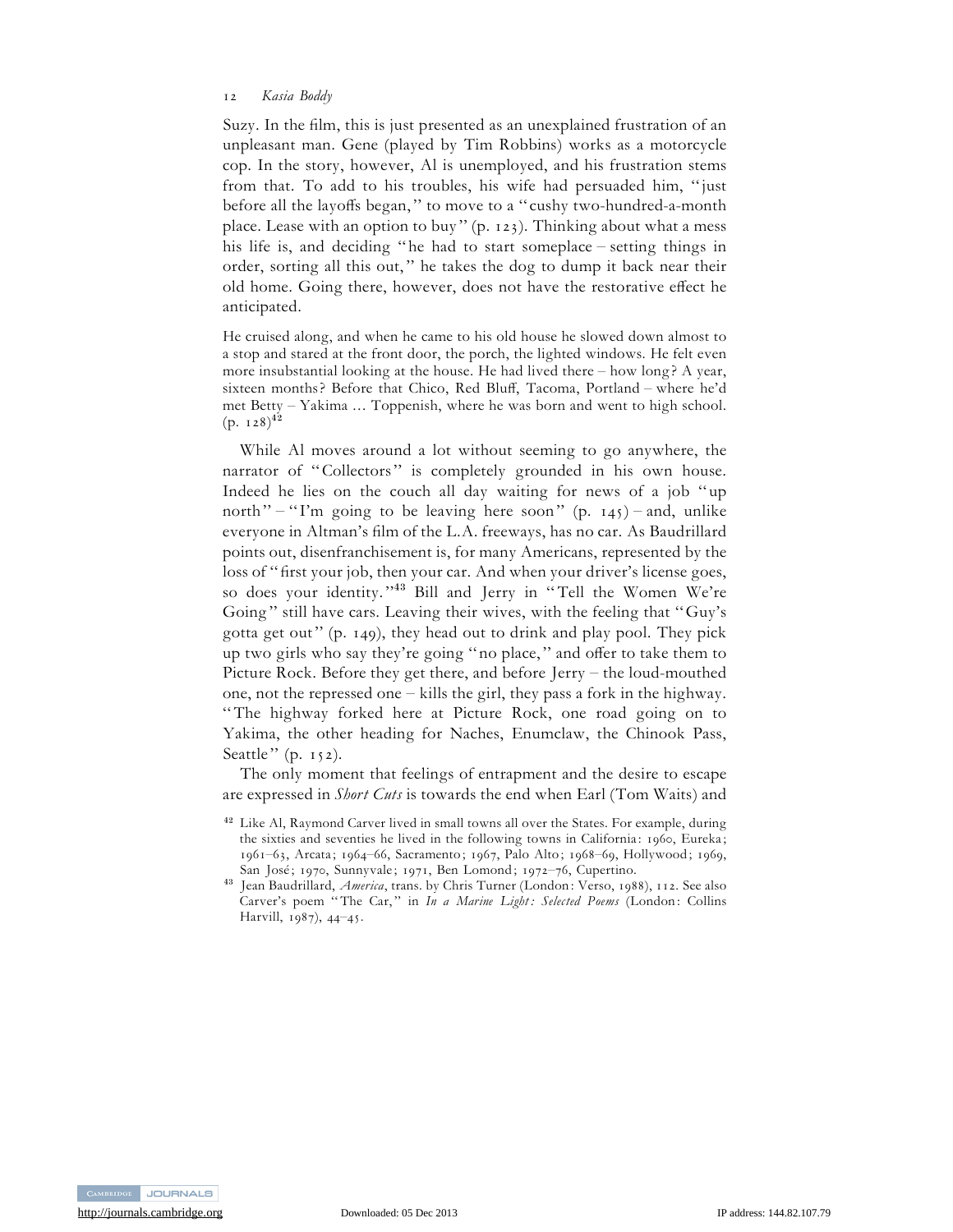Suzy. In the film, this is just presented as an unexplained frustration of an unpleasant man. Gene (played by Tim Robbins) works as a motorcycle cop. In the story, however, Al is unemployed, and his frustration stems from that. To add to his troubles, his wife had persuaded him, "just before all the layoffs began," to move to a "cushy two-hundred-a-month place. Lease with an option to buy" (p. 123). Thinking about what a mess his life is, and deciding "he had to start someplace – setting things in order, sorting all this out," he takes the dog to dump it back near their old home. Going there, however, does not have the restorative effect he anticipated.

> He cruised along, and when he came to his old house he slowed down almost to a stop and stared at the front door, the porch, the lighted windows. He felt even more insubstantial looking at the house. He had lived there – how long? A year, sixteen months? Before that Chico, Red Bluff, Tacoma, Portland – where he'd met Betty – Yakima ... Toppenish, where he was born and went to high school. (p. 128)[42]

While Al moves around a lot without seeming to go anywhere, the narrator of "Collectors" is completely grounded in his own house. Indeed he lies on the couch all day waiting for news of a job "up north" – "I'm going to be leaving here soon" (p. 145) – and, unlike everyone in Altman's film of the L.A. freeways, has no car. As Baudrillard points out, disenfranchisement is, for many Americans, represented by the loss of "first your job, then your car. And when your driver's license goes, so does your identity."[43] Bill and Jerry in "Tell the Women We're Going" still have cars. Leaving their wives, with the feeling that "Guy's gotta get out" (p. 149), they head out to drink and play pool. They pick up two girls who say they're going "no place," and offer to take them to Picture Rock. Before they get there, and before Jerry – the loud-mouthed one, not the repressed one – kills the girl, they pass a fork in the highway. "The highway forked here at Picture Rock, one road going on to Yakima, the other heading for Naches, Enumclaw, the Chinook Pass, Seattle" (p. 152).

The only moment that feelings of entrapment and the desire to escape are expressed in *Short Cuts* is towards the end when Earl (Tom Waits) and

[42] Like Al, Raymond Carver lived in small towns all over the States. For example, during the sixties and seventies he lived in the following towns in California: 1960, Eureka; 1961–63, Arcata; 1964–66, Sacramento; 1967, Palo Alto; 1968–69, Hollywood; 1969, San José; 1970, Sunnyvale; 1971, Ben Lomond; 1972–76, Cupertino.

[43] Jean Baudrillard, *America*, trans. by Chris Turner (London: Verso, 1988), 112. See also Carver's poem "The Car," in *In a Marine Light: Selected Poems* (London: Collins Harvill, 1987), 44–45.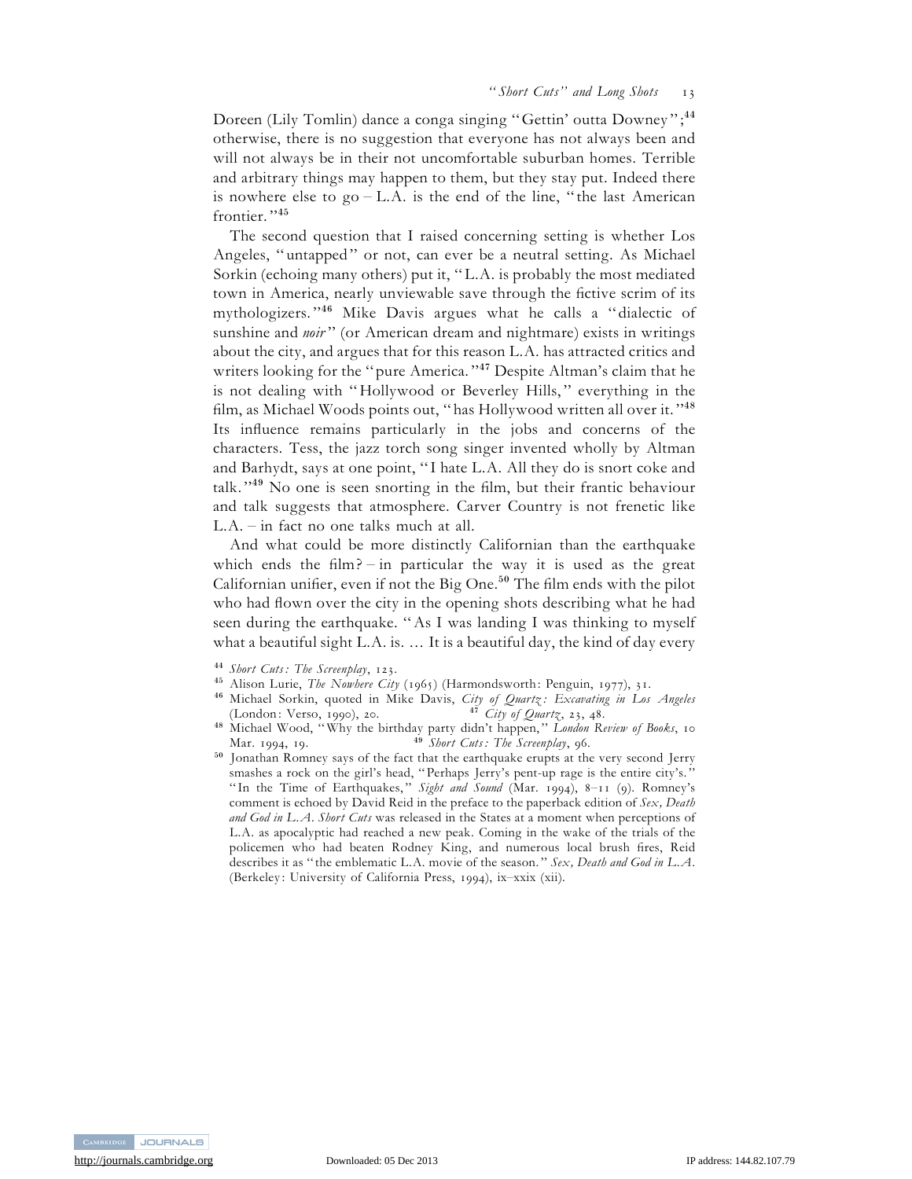Doreen (Lily Tomlin) dance a conga singing "Gettin' outta Downey";[44] otherwise, there is no suggestion that everyone has not always been and will not always be in their not uncomfortable suburban homes. Terrible and arbitrary things may happen to them, but they stay put. Indeed there is nowhere else to go – L.A. is the end of the line, "the last American frontier."[45]

The second question that I raised concerning setting is whether Los Angeles, "untapped" or not, can ever be a neutral setting. As Michael Sorkin (echoing many others) put it, "L.A. is probably the most mediated town in America, nearly unviewable save through the fictive scrim of its mythologizers."[46] Mike Davis argues what he calls a "dialectic of sunshine and *noir*" (or American dream and nightmare) exists in writings about the city, and argues that for this reason L.A. has attracted critics and writers looking for the "pure America."[47] Despite Altman's claim that he is not dealing with "Hollywood or Beverley Hills," everything in the film, as Michael Woods points out, "has Hollywood written all over it."[48] Its influence remains particularly in the jobs and concerns of the characters. Tess, the jazz torch song singer invented wholly by Altman and Barhydt, says at one point, "I hate L.A. All they do is snort coke and talk."[49] No one is seen snorting in the film, but their frantic behaviour and talk suggests that atmosphere. Carver Country is not frenetic like L.A. – in fact no one talks much at all.

And what could be more distinctly Californian than the earthquake which ends the film? – in particular the way it is used as the great Californian unifier, even if not the Big One.[50] The film ends with the pilot who had flown over the city in the opening shots describing what he had seen during the earthquake. "As I was landing I was thinking to myself what a beautiful sight L.A. is. … It is a beautiful day, the kind of day every

---

[44] *Short Cuts: The Screenplay*, 123.

[45] Alison Lurie, *The Nowhere City* (1965) (Harmondsworth: Penguin, 1977), 31.

[46] Michael Sorkin, quoted in Mike Davis, *City of Quartz: Excavating in Los Angeles* (London: Verso, 1990), 20.

[47] *City of Quartz*, 23, 48.

[48] Michael Wood, "Why the birthday party didn't happen," *London Review of Books*, 10 Mar. 1994, 19.

[49] *Short Cuts: The Screenplay*, 96.

[50] Jonathan Romney says of the fact that the earthquake erupts at the very second Jerry smashes a rock on the girl's head, "Perhaps Jerry's pent-up rage is the entire city's." "In the Time of Earthquakes," *Sight and Sound* (Mar. 1994), 8–11 (9). Romney's comment is echoed by David Reid in the preface to the paperback edition of *Sex, Death and God in L.A. Short Cuts* was released in the States at a moment when perceptions of L.A. as apocalyptic had reached a new peak. Coming in the wake of the trials of the policemen who had beaten Rodney King, and numerous local brush fires, Reid describes it as "the emblematic L.A. movie of the season." *Sex, Death and God in L.A.* (Berkeley: University of California Press, 1994), ix–xxix (xii).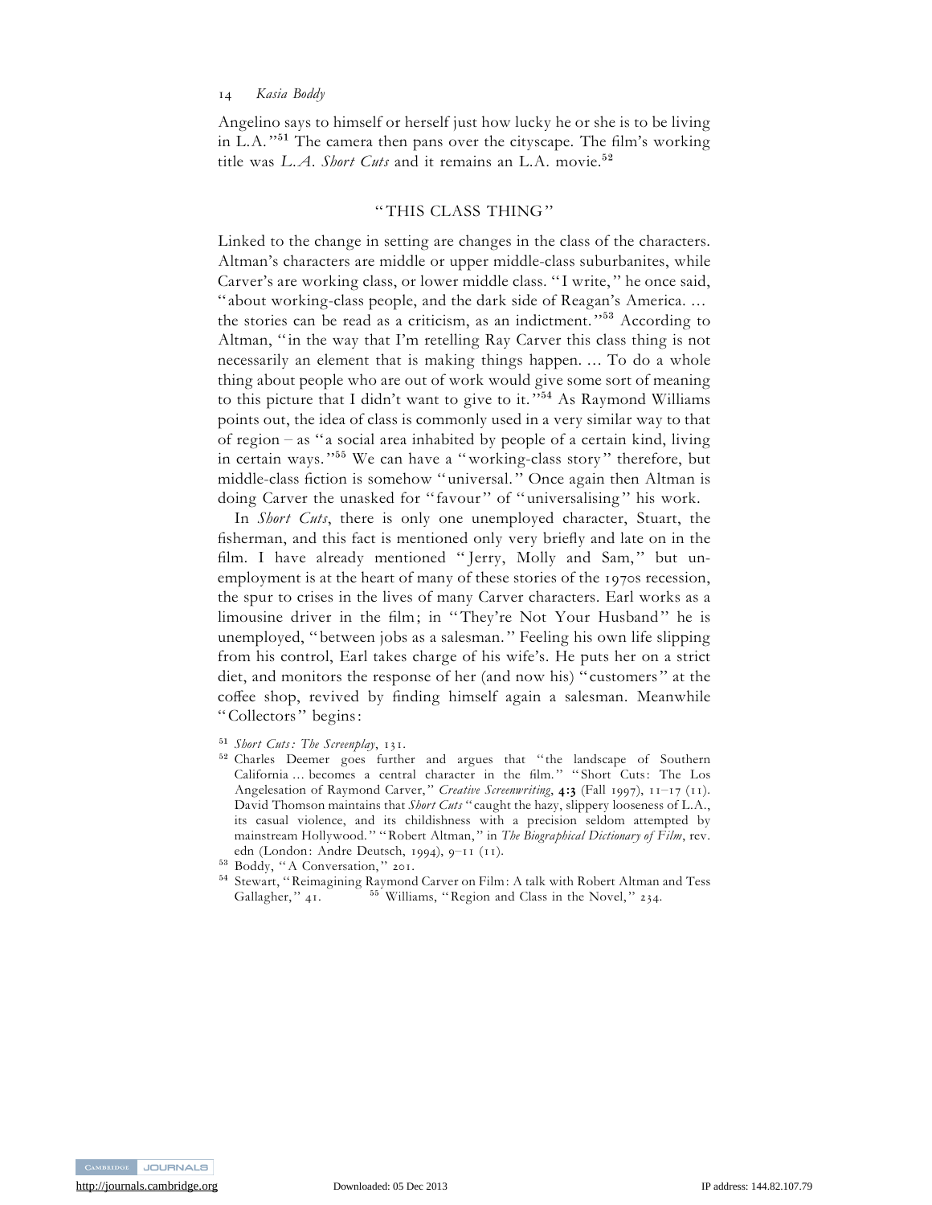Angelino says to himself or herself just how lucky he or she is to be living in L.A."[51] The camera then pans over the cityscape. The film's working title was *L.A. Short Cuts* and it remains an L.A. movie.[52]

## "THIS CLASS THING"

Linked to the change in setting are changes in the class of the characters. Altman's characters are middle or upper middle-class suburbanites, while Carver's are working class, or lower middle class. "I write," he once said, "about working-class people, and the dark side of Reagan's America. … the stories can be read as a criticism, as an indictment."[53] According to Altman, "in the way that I'm retelling Ray Carver this class thing is not necessarily an element that is making things happen. … To do a whole thing about people who are out of work would give some sort of meaning to this picture that I didn't want to give to it."[54] As Raymond Williams points out, the idea of class is commonly used in a very similar way to that of region – as "a social area inhabited by people of a certain kind, living in certain ways."[55] We can have a "working-class story" therefore, but middle-class fiction is somehow "universal." Once again then Altman is doing Carver the unasked for "favour" of "universalising" his work.

In *Short Cuts*, there is only one unemployed character, Stuart, the fisherman, and this fact is mentioned only very briefly and late on in the film. I have already mentioned "Jerry, Molly and Sam," but unemployment is at the heart of many of these stories of the 1970s recession, the spur to crises in the lives of many Carver characters. Earl works as a limousine driver in the film; in "They're Not Your Husband" he is unemployed, "between jobs as a salesman." Feeling his own life slipping from his control, Earl takes charge of his wife's. He puts her on a strict diet, and monitors the response of her (and now his) "customers" at the coffee shop, revived by finding himself again a salesman. Meanwhile "Collectors" begins:

[51] *Short Cuts: The Screenplay*, 131.

[52] Charles Deemer goes further and argues that "the landscape of Southern California … becomes a central character in the film." "Short Cuts: The Los Angelesation of Raymond Carver," *Creative Screenwriting*, **4:3** (Fall 1997), 11–17 (11). David Thomson maintains that *Short Cuts* "caught the hazy, slippery looseness of L.A., its casual violence, and its childishness with a precision seldom attempted by mainstream Hollywood." "Robert Altman," in *The Biographical Dictionary of Film*, rev. edn (London: Andre Deutsch, 1994), 9–11 (11).

[53] Boddy, "A Conversation," 201.

[54] Stewart, "Reimagining Raymond Carver on Film: A talk with Robert Altman and Tess Gallagher," 41.

[55] Williams, "Region and Class in the Novel," 234.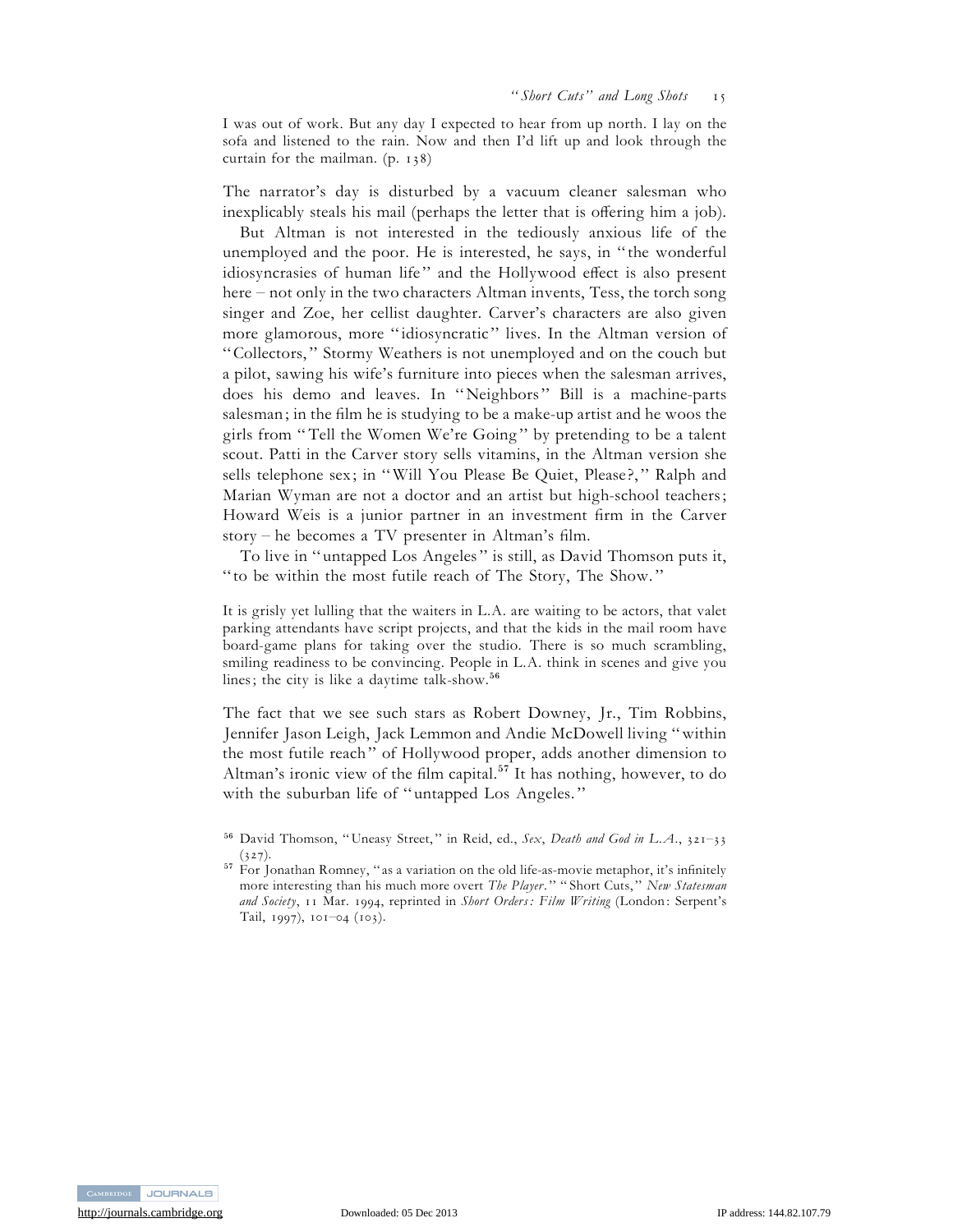I was out of work. But any day I expected to hear from up north. I lay on the sofa and listened to the rain. Now and then I'd lift up and look through the curtain for the mailman. (p. 138)

The narrator's day is disturbed by a vacuum cleaner salesman who inexplicably steals his mail (perhaps the letter that is offering him a job).

But Altman is not interested in the tediously anxious life of the unemployed and the poor. He is interested, he says, in "the wonderful idiosyncrasies of human life" and the Hollywood effect is also present here – not only in the two characters Altman invents, Tess, the torch song singer and Zoe, her cellist daughter. Carver's characters are also given more glamorous, more "idiosyncratic" lives. In the Altman version of "Collectors," Stormy Weathers is not unemployed and on the couch but a pilot, sawing his wife's furniture into pieces when the salesman arrives, does his demo and leaves. In "Neighbors" Bill is a machine-parts salesman; in the film he is studying to be a make-up artist and he woos the girls from "Tell the Women We're Going" by pretending to be a talent scout. Patti in the Carver story sells vitamins, in the Altman version she sells telephone sex; in "Will You Please Be Quiet, Please?," Ralph and Marian Wyman are not a doctor and an artist but high-school teachers; Howard Weis is a junior partner in an investment firm in the Carver story – he becomes a TV presenter in Altman's film.

To live in "untapped Los Angeles" is still, as David Thomson puts it, "to be within the most futile reach of The Story, The Show."

It is grisly yet lulling that the waiters in L.A. are waiting to be actors, that valet parking attendants have script projects, and that the kids in the mail room have board-game plans for taking over the studio. There is so much scrambling, smiling readiness to be convincing. People in L.A. think in scenes and give you lines; the city is like a daytime talk-show.[56]

The fact that we see such stars as Robert Downey, Jr., Tim Robbins, Jennifer Jason Leigh, Jack Lemmon and Andie McDowell living "within the most futile reach" of Hollywood proper, adds another dimension to Altman's ironic view of the film capital.[57] It has nothing, however, to do with the suburban life of "untapped Los Angeles."

[56] David Thomson, "Uneasy Street," in Reid, ed., *Sex, Death and God in L.A.*, 321–33 (327).

[57] For Jonathan Romney, "as a variation on the old life-as-movie metaphor, it's infinitely more interesting than his much more overt *The Player*." "Short Cuts," *New Statesman and Society*, 11 Mar. 1994, reprinted in *Short Orders: Film Writing* (London: Serpent's Tail, 1997), 101–04 (103).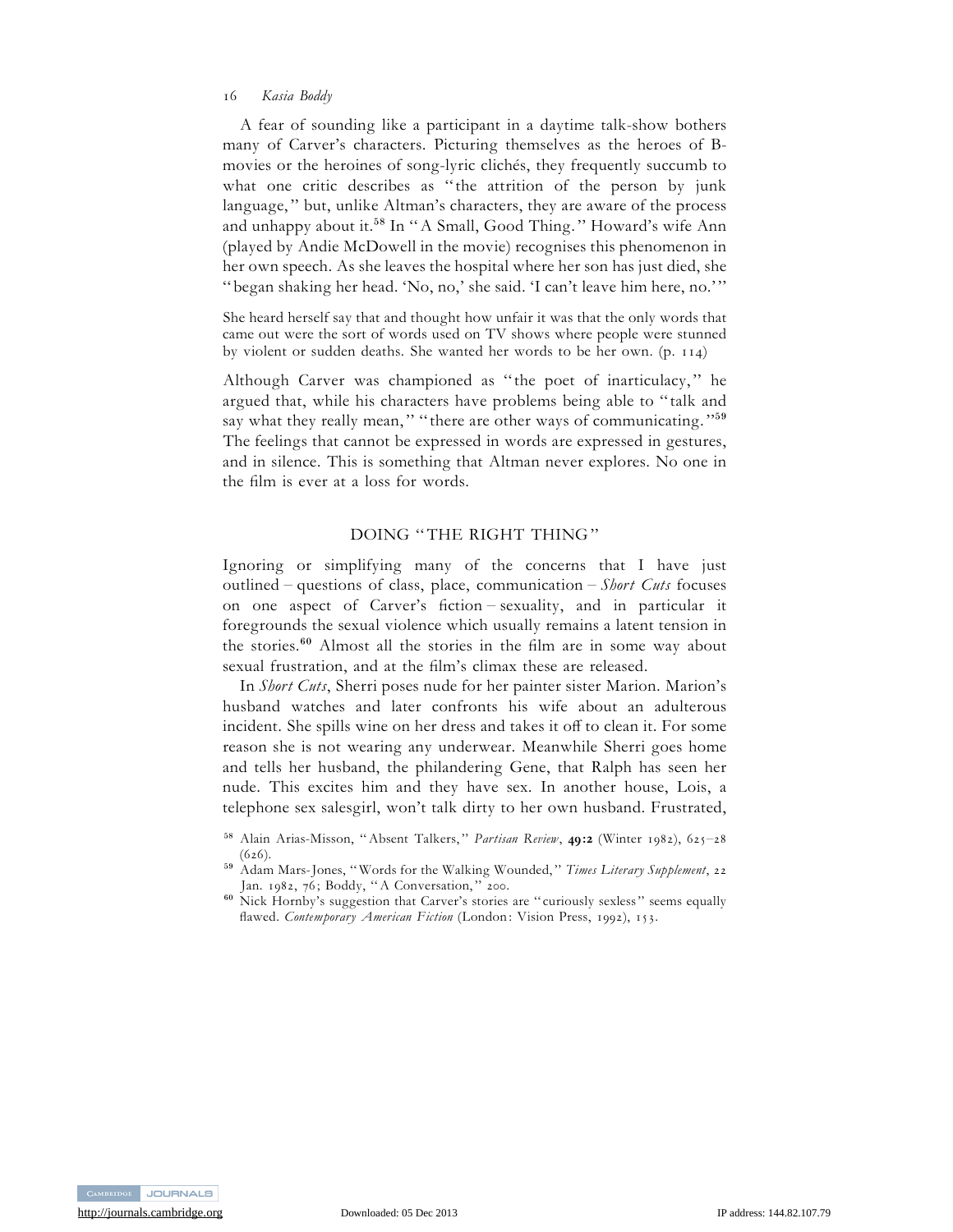A fear of sounding like a participant in a daytime talk-show bothers many of Carver's characters. Picturing themselves as the heroes of B-movies or the heroines of song-lyric clichés, they frequently succumb to what one critic describes as "the attrition of the person by junk language," but, unlike Altman's characters, they are aware of the process and unhappy about it.[58] In "A Small, Good Thing." Howard's wife Ann (played by Andie McDowell in the movie) recognises this phenomenon in her own speech. As she leaves the hospital where her son has just died, she "began shaking her head. 'No, no,' she said. 'I can't leave him here, no.'"

> She heard herself say that and thought how unfair it was that the only words that came out were the sort of words used on TV shows where people were stunned by violent or sudden deaths. She wanted her words to be her own. (p. 114)

Although Carver was championed as "the poet of inarticulacy," he argued that, while his characters have problems being able to "talk and say what they really mean," "there are other ways of communicating."[59] The feelings that cannot be expressed in words are expressed in gestures, and in silence. This is something that Altman never explores. No one in the film is ever at a loss for words.

## DOING "THE RIGHT THING"

Ignoring or simplifying many of the concerns that I have just outlined – questions of class, place, communication – *Short Cuts* focuses on one aspect of Carver's fiction – sexuality, and in particular it foregrounds the sexual violence which usually remains a latent tension in the stories.[60] Almost all the stories in the film are in some way about sexual frustration, and at the film's climax these are released.

In *Short Cuts*, Sherri poses nude for her painter sister Marion. Marion's husband watches and later confronts his wife about an adulterous incident. She spills wine on her dress and takes it off to clean it. For some reason she is not wearing any underwear. Meanwhile Sherri goes home and tells her husband, the philandering Gene, that Ralph has seen her nude. This excites him and they have sex. In another house, Lois, a telephone sex salesgirl, won't talk dirty to her own husband. Frustrated,

[58] Alain Arias-Misson, "Absent Talkers," *Partisan Review*, **49:2** (Winter 1982), 625–28 (626).

[59] Adam Mars-Jones, "Words for the Walking Wounded," *Times Literary Supplement*, 22 Jan. 1982, 76; Boddy, "A Conversation," 200.

[60] Nick Hornby's suggestion that Carver's stories are "curiously sexless" seems equally flawed. *Contemporary American Fiction* (London: Vision Press, 1992), 153.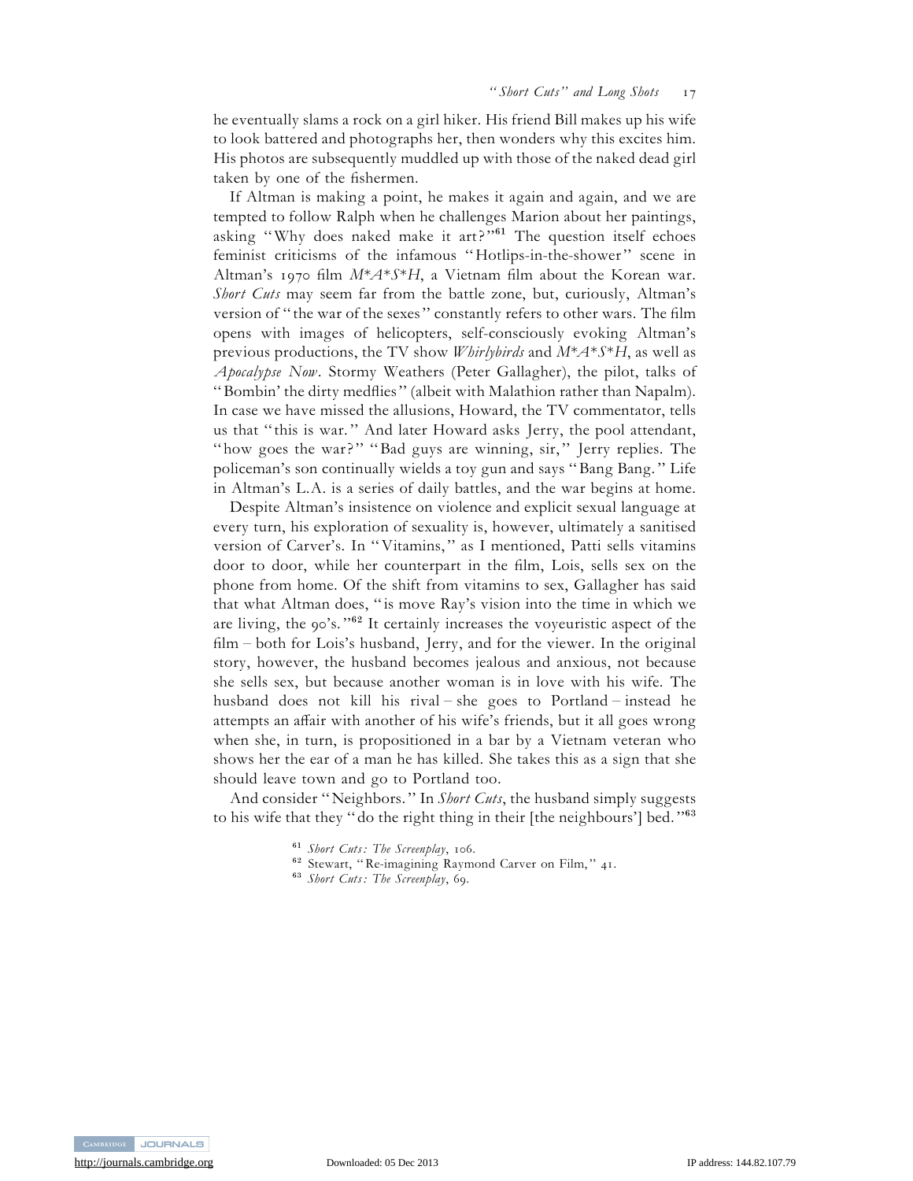he eventually slams a rock on a girl hiker. His friend Bill makes up his wife to look battered and photographs her, then wonders why this excites him. His photos are subsequently muddled up with those of the naked dead girl taken by one of the fishermen.

If Altman is making a point, he makes it again and again, and we are tempted to follow Ralph when he challenges Marion about her paintings, asking "Why does naked make it art?"[61] The question itself echoes feminist criticisms of the infamous "Hotlips-in-the-shower" scene in Altman's 1970 film *M*A*S*H*, a Vietnam film about the Korean war. *Short Cuts* may seem far from the battle zone, but, curiously, Altman's version of "the war of the sexes" constantly refers to other wars. The film opens with images of helicopters, self-consciously evoking Altman's previous productions, the TV show *Whirlybirds* and *M*A*S*H*, as well as *Apocalypse Now*. Stormy Weathers (Peter Gallagher), the pilot, talks of "Bombin' the dirty medflies" (albeit with Malathion rather than Napalm). In case we have missed the allusions, Howard, the TV commentator, tells us that "this is war." And later Howard asks Jerry, the pool attendant, "how goes the war?" "Bad guys are winning, sir," Jerry replies. The policeman's son continually wields a toy gun and says "Bang Bang." Life in Altman's L.A. is a series of daily battles, and the war begins at home.

Despite Altman's insistence on violence and explicit sexual language at every turn, his exploration of sexuality is, however, ultimately a sanitised version of Carver's. In "Vitamins," as I mentioned, Patti sells vitamins door to door, while her counterpart in the film, Lois, sells sex on the phone from home. Of the shift from vitamins to sex, Gallagher has said that what Altman does, "is move Ray's vision into the time in which we are living, the 90's."[62] It certainly increases the voyeuristic aspect of the film – both for Lois's husband, Jerry, and for the viewer. In the original story, however, the husband becomes jealous and anxious, not because she sells sex, but because another woman is in love with his wife. The husband does not kill his rival – she goes to Portland – instead he attempts an affair with another of his wife's friends, but it all goes wrong when she, in turn, is propositioned in a bar by a Vietnam veteran who shows her the ear of a man he has killed. She takes this as a sign that she should leave town and go to Portland too.

And consider "Neighbors." In *Short Cuts*, the husband simply suggests to his wife that they "do the right thing in their [the neighbours'] bed."[63]

[61] *Short Cuts: The Screenplay*, 106.

[62] Stewart, "Re-imagining Raymond Carver on Film," 41.

[63] *Short Cuts: The Screenplay*, 69.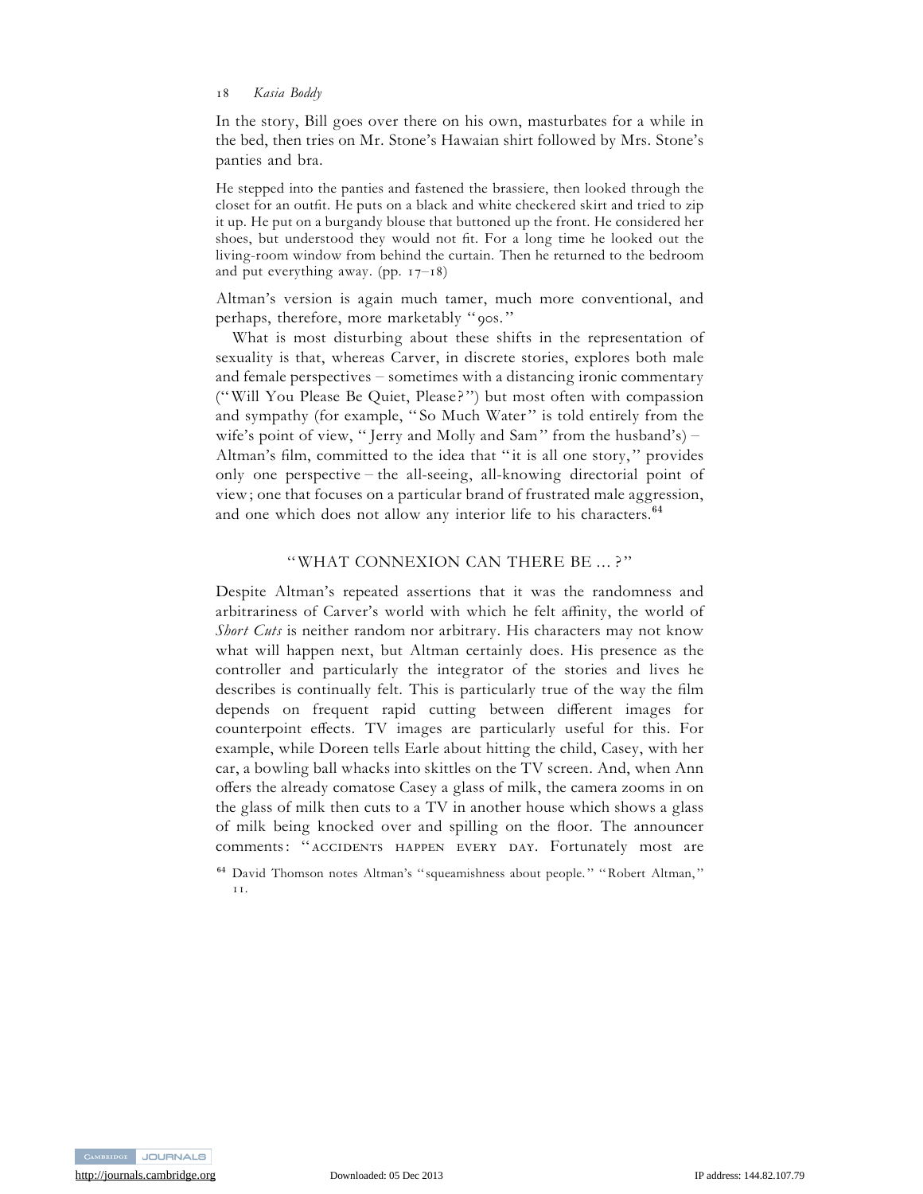In the story, Bill goes over there on his own, masturbates for a while in the bed, then tries on Mr. Stone's Hawaiian shirt followed by Mrs. Stone's panties and bra.

> He stepped into the panties and fastened the brassiere, then looked through the closet for an outfit. He puts on a black and white checkered skirt and tried to zip it up. He put on a burgandy blouse that buttoned up the front. He considered her shoes, but understood they would not fit. For a long time he looked out the living-room window from behind the curtain. Then he returned to the bedroom and put everything away. (pp. 17–18)

Altman's version is again much tamer, much more conventional, and perhaps, therefore, more marketably "90s."

What is most disturbing about these shifts in the representation of sexuality is that, whereas Carver, in discrete stories, explores both male and female perspectives – sometimes with a distancing ironic commentary ("Will You Please Be Quiet, Please?") but most often with compassion and sympathy (for example, "So Much Water" is told entirely from the wife's point of view, "Jerry and Molly and Sam" from the husband's) – Altman's film, committed to the idea that "it is all one story," provides only one perspective – the all-seeing, all-knowing directorial point of view; one that focuses on a particular brand of frustrated male aggression, and one which does not allow any interior life to his characters.[64]

## "WHAT CONNEXION CAN THERE BE ... ?"

Despite Altman's repeated assertions that it was the randomness and arbitrariness of Carver's world with which he felt affinity, the world of *Short Cuts* is neither random nor arbitrary. His characters may not know what will happen next, but Altman certainly does. His presence as the controller and particularly the integrator of the stories and lives he describes is continually felt. This is particularly true of the way the film depends on frequent rapid cutting between different images for counterpoint effects. TV images are particularly useful for this. For example, while Doreen tells Earle about hitting the child, Casey, with her car, a bowling ball whacks into skittles on the TV screen. And, when Ann offers the already comatose Casey a glass of milk, the camera zooms in on the glass of milk then cuts to a TV in another house which shows a glass of milk being knocked over and spilling on the floor. The announcer comments: "ACCIDENTS HAPPEN EVERY DAY. Fortunately most are

[64] David Thomson notes Altman's "squeamishness about people." "Robert Altman," 11.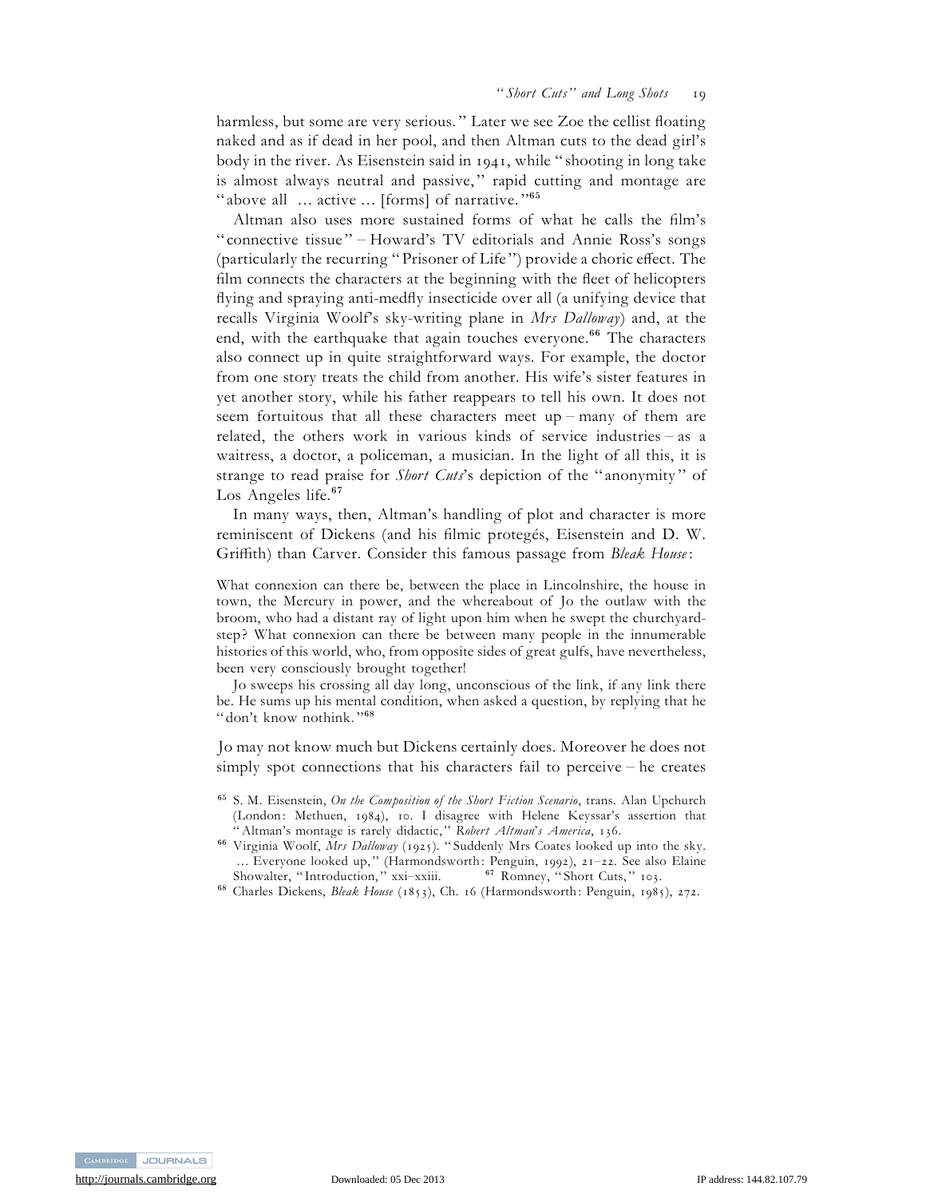harmless, but some are very serious." Later we see Zoe the cellist floating naked and as if dead in her pool, and then Altman cuts to the dead girl's body in the river. As Eisenstein said in 1941, while "shooting in long take is almost always neutral and passive," rapid cutting and montage are "above all … active … [forms] of narrative."[65]

Altman also uses more sustained forms of what he calls the film's "connective tissue" – Howard's TV editorials and Annie Ross's songs (particularly the recurring "Prisoner of Life") provide a choric effect. The film connects the characters at the beginning with the fleet of helicopters flying and spraying anti-medfly insecticide over all (a unifying device that recalls Virginia Woolf's sky-writing plane in *Mrs Dalloway*) and, at the end, with the earthquake that again touches everyone.[66] The characters also connect up in quite straightforward ways. For example, the doctor from one story treats the child from another. His wife's sister features in yet another story, while his father reappears to tell his own. It does not seem fortuitous that all these characters meet up – many of them are related, the others work in various kinds of service industries – as a waitress, a doctor, a policeman, a musician. In the light of all this, it is strange to read praise for *Short Cuts*'s depiction of the "anonymity" of Los Angeles life.[67]

In many ways, then, Altman's handling of plot and character is more reminiscent of Dickens (and his filmic protegés, Eisenstein and D. W. Griffith) than Carver. Consider this famous passage from *Bleak House*:

> What connexion can there be, between the place in Lincolnshire, the house in town, the Mercury in power, and the whereabout of Jo the outlaw with the broom, who had a distant ray of light upon him when he swept the churchyard-step? What connexion can there be between many people in the innumerable histories of this world, who, from opposite sides of great gulfs, have nevertheless, been very consciously brought together!
>
> Jo sweeps his crossing all day long, unconscious of the link, if any link there be. He sums up his mental condition, when asked a question, by replying that he "don't know nothink."[68]

Jo may not know much but Dickens certainly does. Moreover he does not simply spot connections that his characters fail to perceive – he creates

[65] S. M. Eisenstein, *On the Composition of the Short Fiction Scenario*, trans. Alan Upchurch (London: Methuen, 1984), 10. I disagree with Helene Keyssar's assertion that "Altman's montage is rarely didactic," *Robert Altman's America*, 136.

[66] Virginia Woolf, *Mrs Dalloway* (1925). "Suddenly Mrs Coates looked up into the sky. … Everyone looked up," (Harmondsworth: Penguin, 1992), 21–22. See also Elaine Showalter, "Introduction," xxi–xxiii.

[67] Romney, "Short Cuts," 103.

[68] Charles Dickens, *Bleak House* (1853), Ch. 16 (Harmondsworth: Penguin, 1985), 272.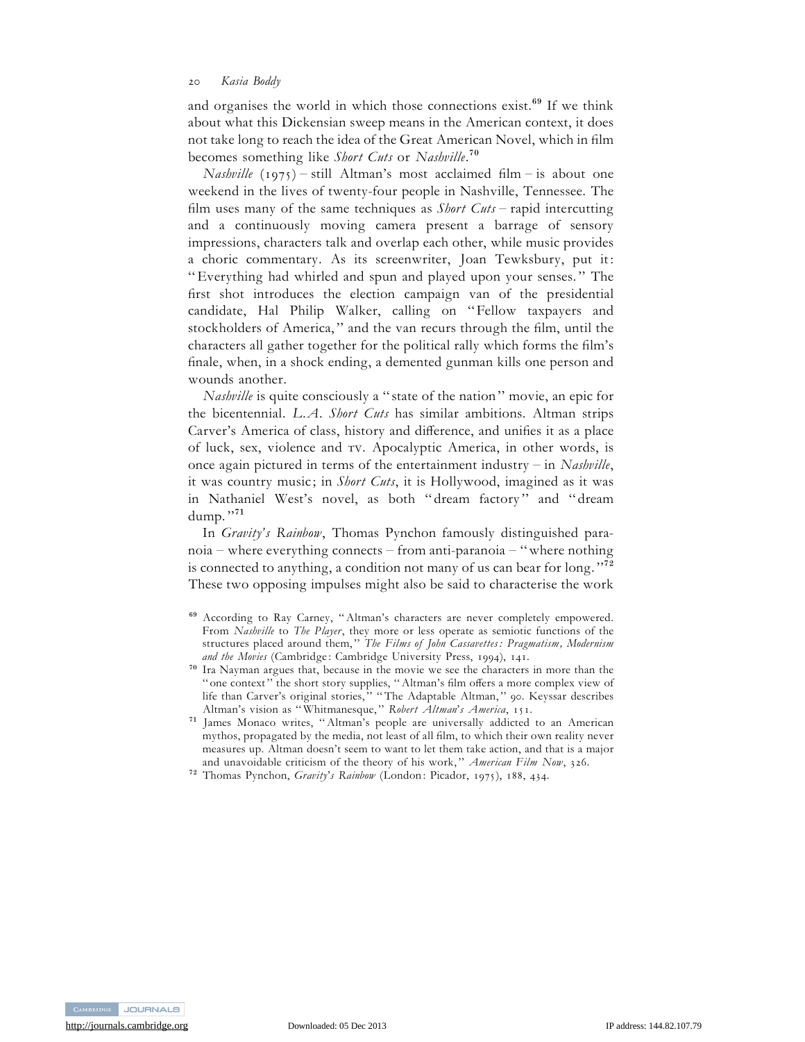and organises the world in which those connections exist.[69] If we think about what this Dickensian sweep means in the American context, it does not take long to reach the idea of the Great American Novel, which in film becomes something like *Short Cuts* or *Nashville*.[70]

*Nashville* (1975) – still Altman's most acclaimed film – is about one weekend in the lives of twenty-four people in Nashville, Tennessee. The film uses many of the same techniques as *Short Cuts* – rapid intercutting and a continuously moving camera present a barrage of sensory impressions, characters talk and overlap each other, while music provides a choric commentary. As its screenwriter, Joan Tewksbury, put it: "Everything had whirled and spun and played upon your senses." The first shot introduces the election campaign van of the presidential candidate, Hal Philip Walker, calling on "Fellow taxpayers and stockholders of America," and the van recurs through the film, until the characters all gather together for the political rally which forms the film's finale, when, in a shock ending, a demented gunman kills one person and wounds another.

*Nashville* is quite consciously a "state of the nation" movie, an epic for the bicentennial. *L.A. Short Cuts* has similar ambitions. Altman strips Carver's America of class, history and difference, and unifies it as a place of luck, sex, violence and TV. Apocalyptic America, in other words, is once again pictured in terms of the entertainment industry – in *Nashville*, it was country music; in *Short Cuts*, it is Hollywood, imagined as it was in Nathaniel West's novel, as both "dream factory" and "dream dump."[71]

In *Gravity's Rainbow*, Thomas Pynchon famously distinguished paranoia – where everything connects – from anti-paranoia – "where nothing is connected to anything, a condition not many of us can bear for long."[72] These two opposing impulses might also be said to characterise the work

[69] According to Ray Carney, "Altman's characters are never completely empowered. From *Nashville* to *The Player*, they more or less operate as semiotic functions of the structures placed around them," *The Films of John Cassavettes: Pragmatism, Modernism and the Movies* (Cambridge: Cambridge University Press, 1994), 141.

[70] Ira Nayman argues that, because in the movie we see the characters in more than the "one context" the short story supplies, "Altman's film offers a more complex view of life than Carver's original stories," "The Adaptable Altman," 90. Keyssar describes Altman's vision as "Whitmanesque," *Robert Altman's America*, 151.

[71] James Monaco writes, "Altman's people are universally addicted to an American mythos, propagated by the media, not least of all film, to which their own reality never measures up. Altman doesn't seem to want to let them take action, and that is a major and unavoidable criticism of the theory of his work," *American Film Now*, 326.

[72] Thomas Pynchon, *Gravity's Rainbow* (London: Picador, 1975), 188, 434.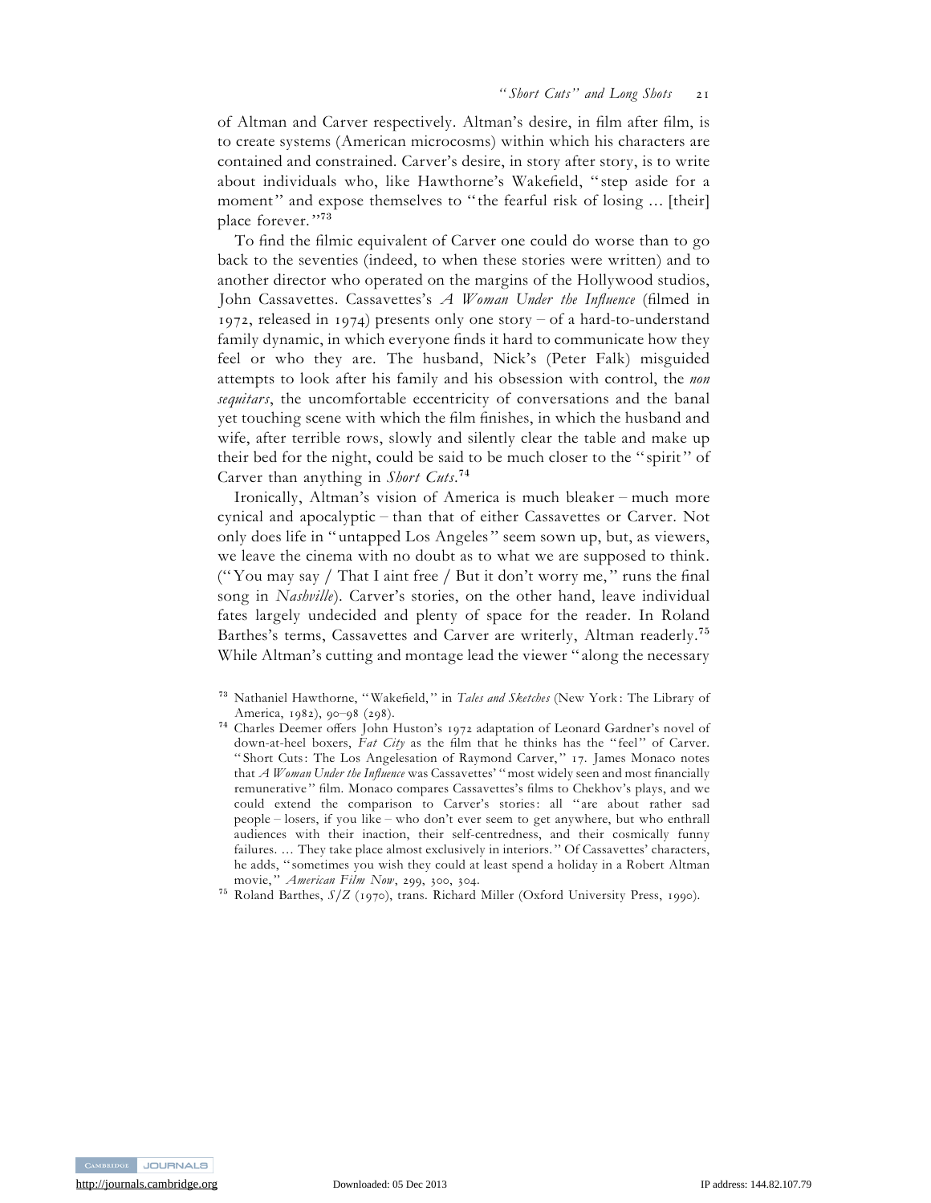of Altman and Carver respectively. Altman's desire, in film after film, is to create systems (American microcosms) within which his characters are contained and constrained. Carver's desire, in story after story, is to write about individuals who, like Hawthorne's Wakefield, "step aside for a moment" and expose themselves to "the fearful risk of losing … [their] place forever."[73]

To find the filmic equivalent of Carver one could do worse than to go back to the seventies (indeed, to when these stories were written) and to another director who operated on the margins of the Hollywood studios, John Cassavettes. Cassavettes's *A Woman Under the Influence* (filmed in 1972, released in 1974) presents only one story – of a hard-to-understand family dynamic, in which everyone finds it hard to communicate how they feel or who they are. The husband, Nick's (Peter Falk) misguided attempts to look after his family and his obsession with control, the *non sequitars*, the uncomfortable eccentricity of conversations and the banal yet touching scene with which the film finishes, in which the husband and wife, after terrible rows, slowly and silently clear the table and make up their bed for the night, could be said to be much closer to the "spirit" of Carver than anything in *Short Cuts*.[74]

Ironically, Altman's vision of America is much bleaker – much more cynical and apocalyptic – than that of either Cassavettes or Carver. Not only does life in "untapped Los Angeles" seem sown up, but, as viewers, we leave the cinema with no doubt as to what we are supposed to think. ("You may say / That I aint free / But it don't worry me," runs the final song in *Nashville*). Carver's stories, on the other hand, leave individual fates largely undecided and plenty of space for the reader. In Roland Barthes's terms, Cassavettes and Carver are writerly, Altman readerly.[75] While Altman's cutting and montage lead the viewer "along the necessary

[73] Nathaniel Hawthorne, "Wakefield," in *Tales and Sketches* (New York: The Library of America, 1982), 90–98 (298).

[74] Charles Deemer offers John Huston's 1972 adaptation of Leonard Gardner's novel of down-at-heel boxers, *Fat City* as the film that he thinks has the "feel" of Carver. "Short Cuts: The Los Angelesation of Raymond Carver," 17. James Monaco notes that *A Woman Under the Influence* was Cassavettes' "most widely seen and most financially remunerative" film. Monaco compares Cassavettes's films to Chekhov's plays, and we could extend the comparison to Carver's stories: all "are about rather sad people – losers, if you like – who don't ever seem to get anywhere, but who enthrall audiences with their inaction, their self-centredness, and their cosmically funny failures. … They take place almost exclusively in interiors." Of Cassavettes' characters, he adds, "sometimes you wish they could at least spend a holiday in a Robert Altman movie," *American Film Now*, 299, 300, 304.

[75] Roland Barthes, *S/Z* (1970), trans. Richard Miller (Oxford University Press, 1990).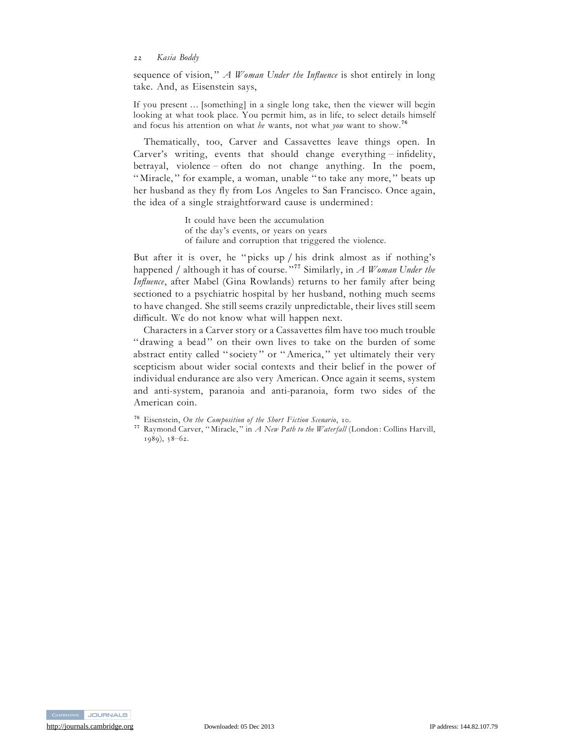sequence of vision," *A Woman Under the Influence* is shot entirely in long take. And, as Eisenstein says,

> If you present ... [something] in a single long take, then the viewer will begin looking at what took place. You permit him, as in life, to select details himself and focus his attention on what *he* wants, not what *you* want to show.[76]

Thematically, too, Carver and Cassavettes leave things open. In Carver's writing, events that should change everything – infidelity, betrayal, violence – often do not change anything. In the poem, "Miracle," for example, a woman, unable "to take any more," beats up her husband as they fly from Los Angeles to San Francisco. Once again, the idea of a single straightforward cause is undermined:

> It could have been the accumulation
> of the day's events, or years on years
> of failure and corruption that triggered the violence.

But after it is over, he "picks up / his drink almost as if nothing's happened / although it has of course."[77] Similarly, in *A Woman Under the Influence*, after Mabel (Gina Rowlands) returns to her family after being sectioned to a psychiatric hospital by her husband, nothing much seems to have changed. She still seems crazily unpredictable, their lives still seem difficult. We do not know what will happen next.

Characters in a Carver story or a Cassavettes film have too much trouble "drawing a bead" on their own lives to take on the burden of some abstract entity called "society" or "America," yet ultimately their very scepticism about wider social contexts and their belief in the power of individual endurance are also very American. Once again it seems, system and anti-system, paranoia and anti-paranoia, form two sides of the American coin.

[76] Eisenstein, *On the Composition of the Short Fiction Scenario*, 10.

[77] Raymond Carver, "Miracle," in *A New Path to the Waterfall* (London: Collins Harvill, 1989), 58–62.